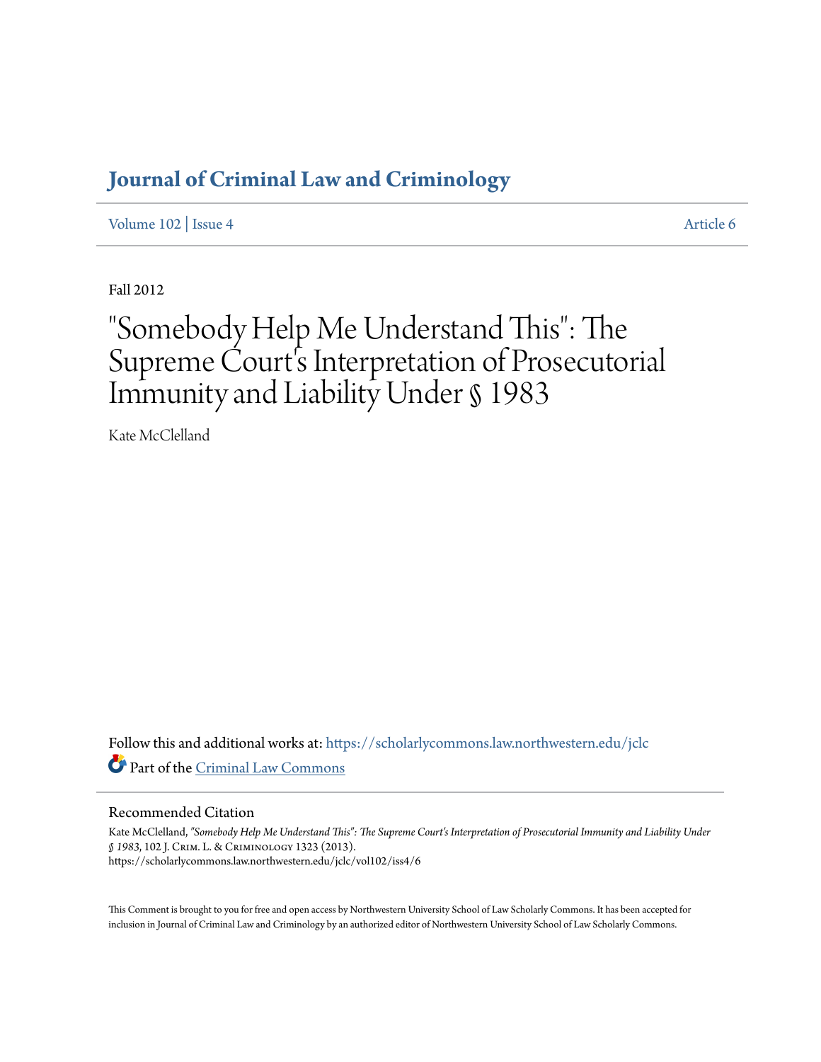# Journal of Criminal Law and Criminology

Volume 102 | Issue 4 Article 6

Fall 2012

# "Somebody Help Me Understand This": The Supreme Court's Interpretation of Prosecutorial Immunity and Liability Under § 1983

Kate McClelland

Follow this and additional works at: https://scholarlycommons.law.northwestern.edu/jclc

Part of the Criminal Law Commons

## Recommended Citation

Kate McClelland, *"Somebody Help Me Understand This": The Supreme Court's Interpretation of Prosecutorial Immunity and Liability Under § 1983*, 102 J. Crim. L. & Criminology 1323 (2013).
https://scholarlycommons.law.northwestern.edu/jclc/vol102/iss4/6

This Comment is brought to you for free and open access by Northwestern University School of Law Scholarly Commons. It has been accepted for inclusion in Journal of Criminal Law and Criminology by an authorized editor of Northwestern University School of Law Scholarly Commons.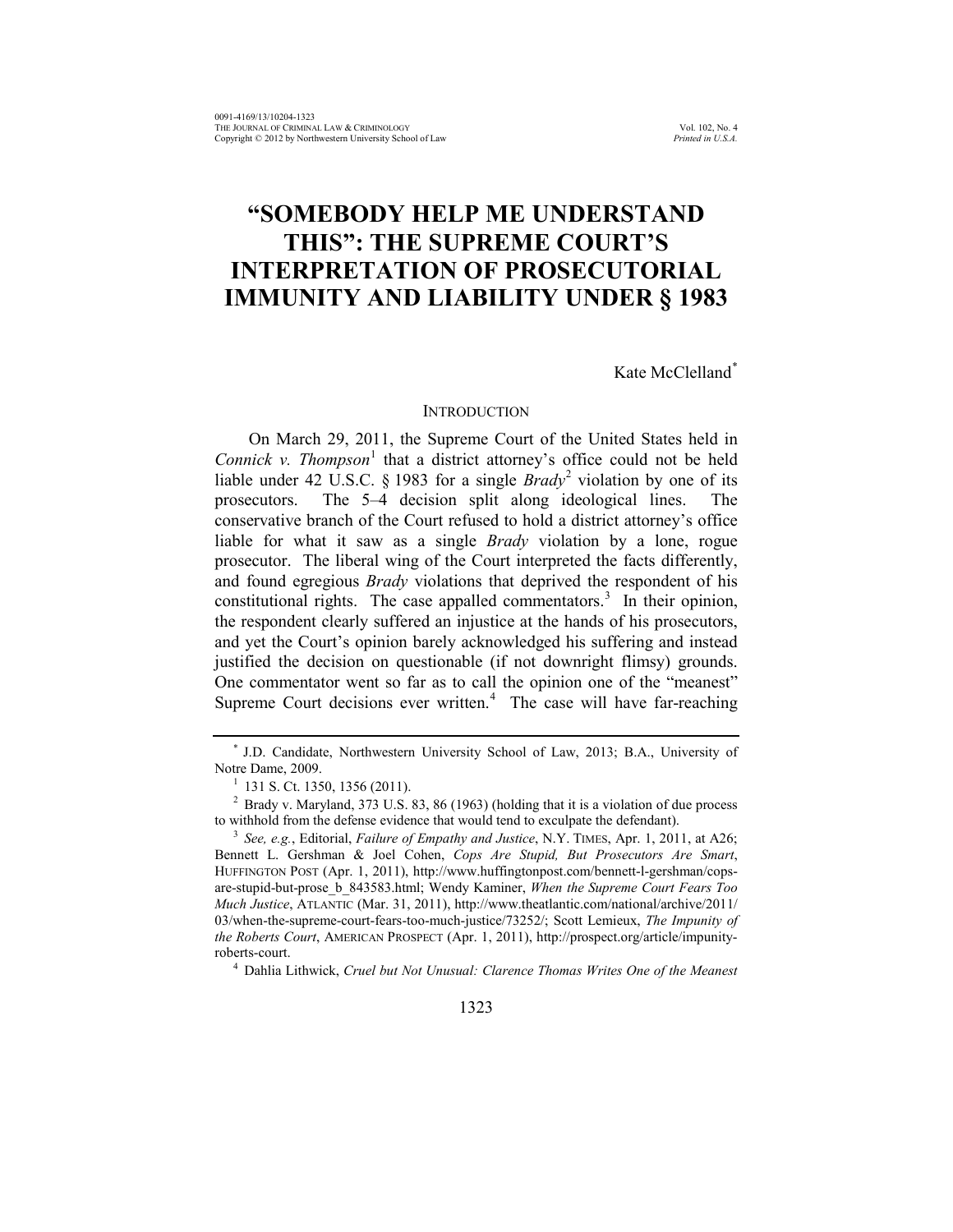# "SOMEBODY HELP ME UNDERSTAND THIS": THE SUPREME COURT'S INTERPRETATION OF PROSECUTORIAL IMMUNITY AND LIABILITY UNDER § 1983

Kate McClelland*

## INTRODUCTION

On March 29, 2011, the Supreme Court of the United States held in *Connick v. Thompson*[1] that a district attorney's office could not be held liable under 42 U.S.C. § 1983 for a single *Brady*[2] violation by one of its prosecutors. The 5–4 decision split along ideological lines. The conservative branch of the Court refused to hold a district attorney's office liable for what it saw as a single *Brady* violation by a lone, rogue prosecutor. The liberal wing of the Court interpreted the facts differently, and found egregious *Brady* violations that deprived the respondent of his constitutional rights. The case appalled commentators.[3] In their opinion, the respondent clearly suffered an injustice at the hands of his prosecutors, and yet the Court's opinion barely acknowledged his suffering and instead justified the decision on questionable (if not downright flimsy) grounds. One commentator went so far as to call the opinion one of the "meanest" Supreme Court decisions ever written.[4] The case will have far-reaching

---

\* J.D. Candidate, Northwestern University School of Law, 2013; B.A., University of Notre Dame, 2009.

[1] 131 S. Ct. 1350, 1356 (2011).

[2] Brady v. Maryland, 373 U.S. 83, 86 (1963) (holding that it is a violation of due process to withhold from the defense evidence that would tend to exculpate the defendant).

[3] *See, e.g.*, Editorial, *Failure of Empathy and Justice*, N.Y. TIMES, Apr. 1, 2011, at A26; Bennett L. Gershman & Joel Cohen, *Cops Are Stupid, But Prosecutors Are Smart*, HUFFINGTON POST (Apr. 1, 2011), http://www.huffingtonpost.com/bennett-l-gershman/cops-are-stupid-but-prose_b_843583.html; Wendy Kaminer, *When the Supreme Court Fears Too Much Justice*, ATLANTIC (Mar. 31, 2011), http://www.theatlantic.com/national/archive/2011/03/when-the-supreme-court-fears-too-much-justice/73252/; Scott Lemieux, *The Impunity of the Roberts Court*, AMERICAN PROSPECT (Apr. 1, 2011), http://prospect.org/article/impunity-roberts-court.

[4] Dahlia Lithwick, *Cruel but Not Unusual: Clarence Thomas Writes One of the Meanest*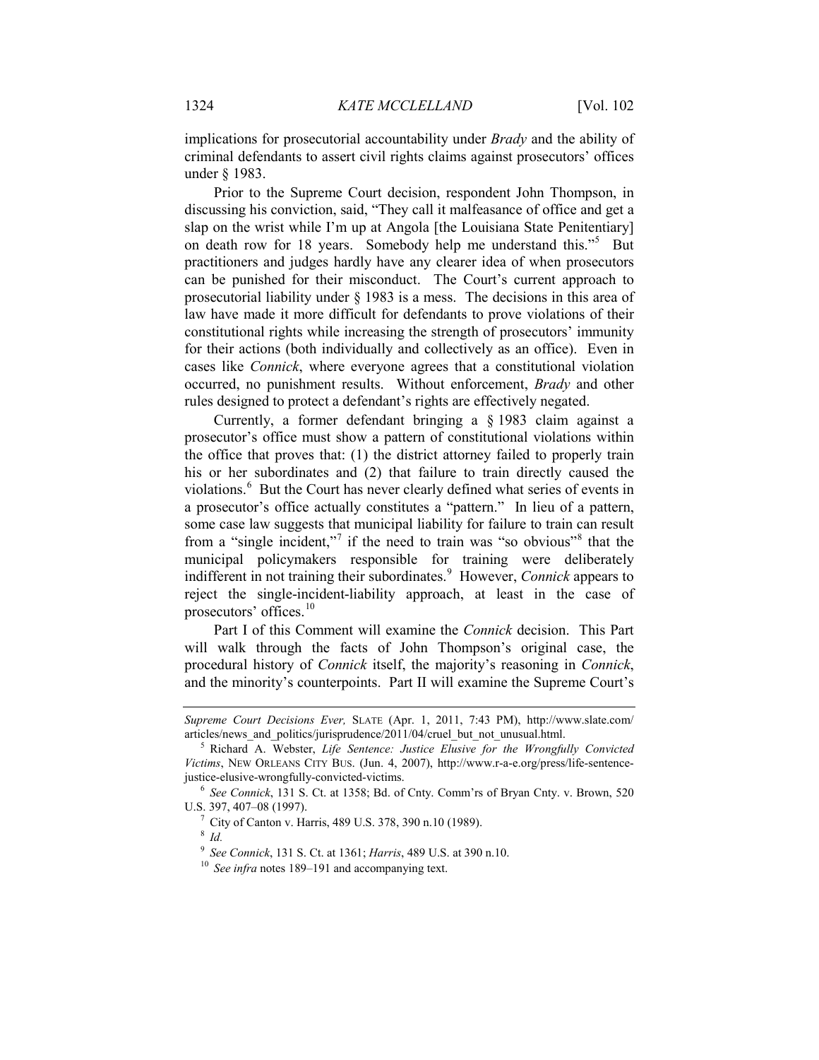implications for prosecutorial accountability under *Brady* and the ability of criminal defendants to assert civil rights claims against prosecutors' offices under § 1983.

Prior to the Supreme Court decision, respondent John Thompson, in discussing his conviction, said, "They call it malfeasance of office and get a slap on the wrist while I'm up at Angola [the Louisiana State Penitentiary] on death row for 18 years. Somebody help me understand this."[5] But practitioners and judges hardly have any clearer idea of when prosecutors can be punished for their misconduct. The Court's current approach to prosecutorial liability under § 1983 is a mess. The decisions in this area of law have made it more difficult for defendants to prove violations of their constitutional rights while increasing the strength of prosecutors' immunity for their actions (both individually and collectively as an office). Even in cases like *Connick*, where everyone agrees that a constitutional violation occurred, no punishment results. Without enforcement, *Brady* and other rules designed to protect a defendant's rights are effectively negated.

Currently, a former defendant bringing a § 1983 claim against a prosecutor's office must show a pattern of constitutional violations within the office that proves that: (1) the district attorney failed to properly train his or her subordinates and (2) that failure to train directly caused the violations.[6] But the Court has never clearly defined what series of events in a prosecutor's office actually constitutes a "pattern." In lieu of a pattern, some case law suggests that municipal liability for failure to train can result from a "single incident,"[7] if the need to train was "so obvious"[8] that the municipal policymakers responsible for training were deliberately indifferent in not training their subordinates.[9] However, *Connick* appears to reject the single-incident-liability approach, at least in the case of prosecutors' offices.[10]

Part I of this Comment will examine the *Connick* decision. This Part will walk through the facts of John Thompson's original case, the procedural history of *Connick* itself, the majority's reasoning in *Connick*, and the minority's counterpoints. Part II will examine the Supreme Court's

---

*Supreme Court Decisions Ever,* SLATE (Apr. 1, 2011, 7:43 PM), http://www.slate.com/articles/news_and_politics/jurisprudence/2011/04/cruel_but_not_unusual.html.

[5] Richard A. Webster, *Life Sentence: Justice Elusive for the Wrongfully Convicted Victims*, NEW ORLEANS CITY BUS. (Jun. 4, 2007), http://www.r-a-e.org/press/life-sentence-justice-elusive-wrongfully-convicted-victims.

[6] *See Connick*, 131 S. Ct. at 1358; Bd. of Cnty. Comm'rs of Bryan Cnty. v. Brown, 520 U.S. 397, 407–08 (1997).

[7] City of Canton v. Harris, 489 U.S. 378, 390 n.10 (1989).

[8] *Id.*

[9] *See Connick*, 131 S. Ct. at 1361; *Harris*, 489 U.S. at 390 n.10.

[10] *See infra* notes 189–191 and accompanying text.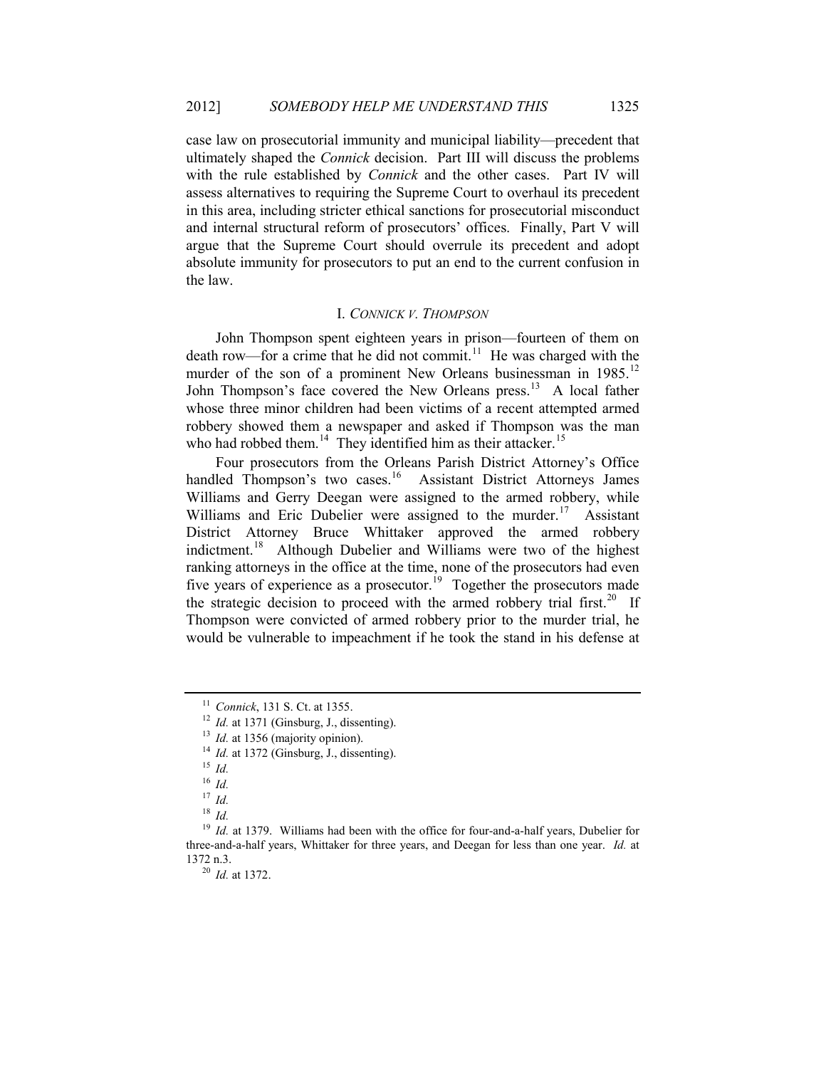case law on prosecutorial immunity and municipal liability—precedent that ultimately shaped the *Connick* decision. Part III will discuss the problems with the rule established by *Connick* and the other cases. Part IV will assess alternatives to requiring the Supreme Court to overhaul its precedent in this area, including stricter ethical sanctions for prosecutorial misconduct and internal structural reform of prosecutors' offices. Finally, Part V will argue that the Supreme Court should overrule its precedent and adopt absolute immunity for prosecutors to put an end to the current confusion in the law.

## I. *CONNICK V. THOMPSON*

John Thompson spent eighteen years in prison—fourteen of them on death row—for a crime that he did not commit.[11] He was charged with the murder of the son of a prominent New Orleans businessman in 1985.[12] John Thompson's face covered the New Orleans press.[13] A local father whose three minor children had been victims of a recent attempted armed robbery showed them a newspaper and asked if Thompson was the man who had robbed them.[14] They identified him as their attacker.[15]

Four prosecutors from the Orleans Parish District Attorney's Office handled Thompson's two cases.[16] Assistant District Attorneys James Williams and Gerry Deegan were assigned to the armed robbery, while Williams and Eric Dubelier were assigned to the murder.[17] Assistant District Attorney Bruce Whittaker approved the armed robbery indictment.[18] Although Dubelier and Williams were two of the highest ranking attorneys in the office at the time, none of the prosecutors had even five years of experience as a prosecutor.[19] Together the prosecutors made the strategic decision to proceed with the armed robbery trial first.[20] If Thompson were convicted of armed robbery prior to the murder trial, he would be vulnerable to impeachment if he took the stand in his defense at

---

[11] *Connick*, 131 S. Ct. at 1355.

[12] *Id.* at 1371 (Ginsburg, J., dissenting).

[13] *Id.* at 1356 (majority opinion).

[14] *Id.* at 1372 (Ginsburg, J., dissenting).

[15] *Id.*

[16] *Id.*

[17] *Id.*

[18] *Id.*

[19] *Id.* at 1379. Williams had been with the office for four-and-a-half years, Dubelier for three-and-a-half years, Whittaker for three years, and Deegan for less than one year. *Id.* at 1372 n.3.

[20] *Id.* at 1372.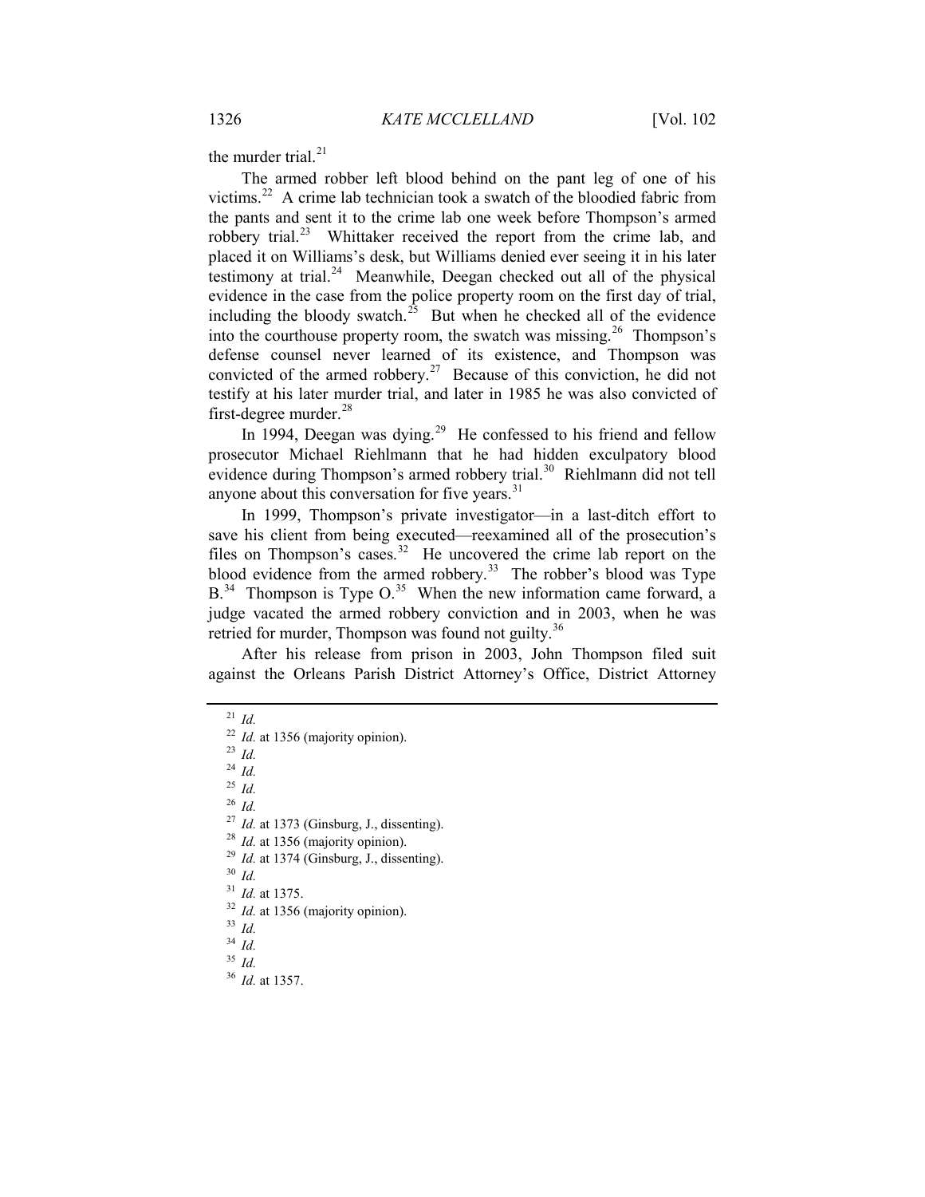the murder trial.[21]

The armed robber left blood behind on the pant leg of one of his victims.[22] A crime lab technician took a swatch of the bloodied fabric from the pants and sent it to the crime lab one week before Thompson's armed robbery trial.[23] Whittaker received the report from the crime lab, and placed it on Williams's desk, but Williams denied ever seeing it in his later testimony at trial.[24] Meanwhile, Deegan checked out all of the physical evidence in the case from the police property room on the first day of trial, including the bloody swatch.[25] But when he checked all of the evidence into the courthouse property room, the swatch was missing.[26] Thompson's defense counsel never learned of its existence, and Thompson was convicted of the armed robbery.[27] Because of this conviction, he did not testify at his later murder trial, and later in 1985 he was also convicted of first-degree murder.[28]

In 1994, Deegan was dying.[29] He confessed to his friend and fellow prosecutor Michael Riehlmann that he had hidden exculpatory blood evidence during Thompson's armed robbery trial.[30] Riehlmann did not tell anyone about this conversation for five years.[31]

In 1999, Thompson's private investigator—in a last-ditch effort to save his client from being executed—reexamined all of the prosecution's files on Thompson's cases.[32] He uncovered the crime lab report on the blood evidence from the armed robbery.[33] The robber's blood was Type B.[34] Thompson is Type O.[35] When the new information came forward, a judge vacated the armed robbery conviction and in 2003, when he was retried for murder, Thompson was found not guilty.[36]

After his release from prison in 2003, John Thompson filed suit against the Orleans Parish District Attorney's Office, District Attorney

---

[21] *Id.*

[22] *Id.* at 1356 (majority opinion).

[23] *Id.*

[24] *Id.*

[25] *Id.*

[26] *Id.*

[27] *Id.* at 1373 (Ginsburg, J., dissenting).

[28] *Id.* at 1356 (majority opinion).

[29] *Id.* at 1374 (Ginsburg, J., dissenting).

[30] *Id.*

[31] *Id.* at 1375.

[32] *Id.* at 1356 (majority opinion).

[33] *Id.*

[34] *Id.*

[35] *Id.*

[36] *Id.* at 1357.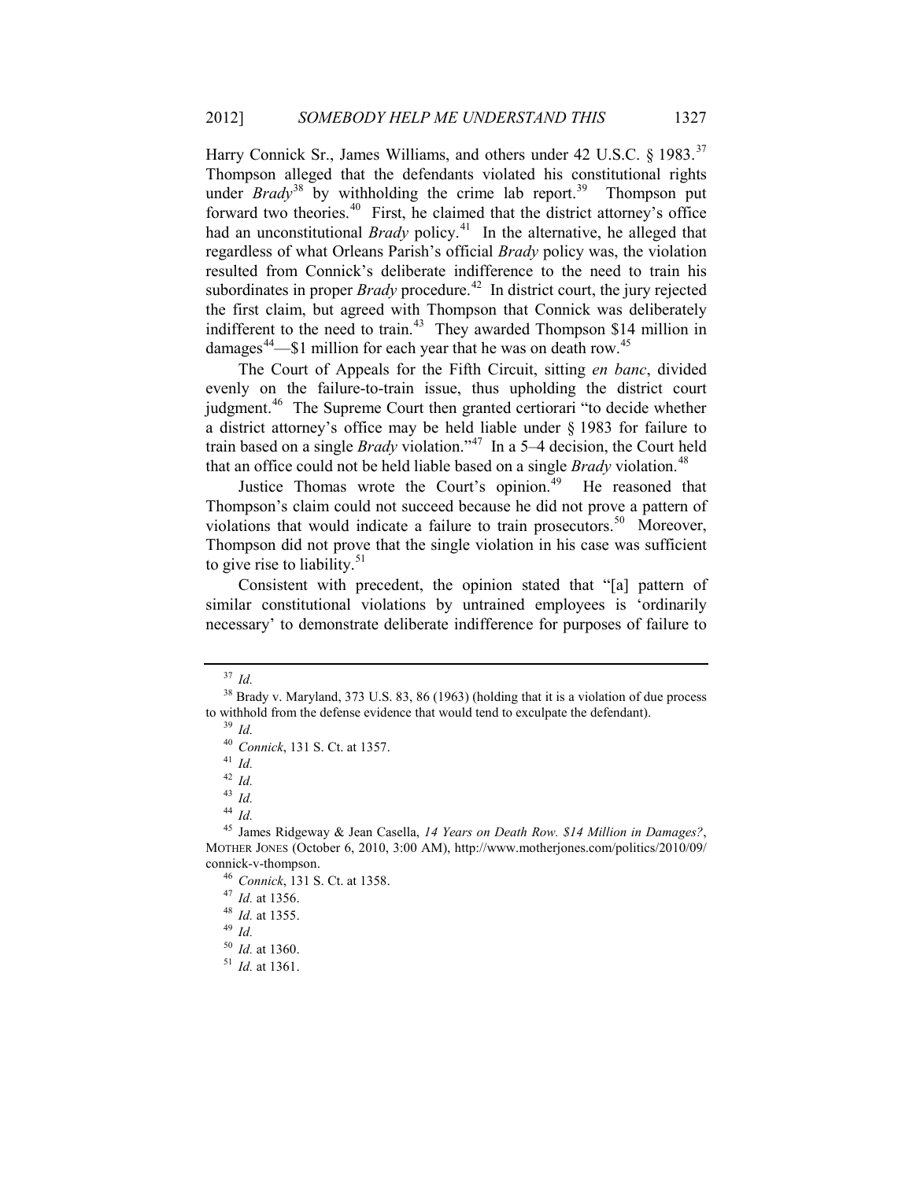Harry Connick Sr., James Williams, and others under 42 U.S.C. § 1983.[37] Thompson alleged that the defendants violated his constitutional rights under *Brady*[38] by withholding the crime lab report.[39] Thompson put forward two theories.[40] First, he claimed that the district attorney's office had an unconstitutional *Brady* policy.[41] In the alternative, he alleged that regardless of what Orleans Parish's official *Brady* policy was, the violation resulted from Connick's deliberate indifference to the need to train his subordinates in proper *Brady* procedure.[42] In district court, the jury rejected the first claim, but agreed with Thompson that Connick was deliberately indifferent to the need to train.[43] They awarded Thompson $14 million in damages[44]—$1 million for each year that he was on death row.[45]

The Court of Appeals for the Fifth Circuit, sitting *en banc*, divided evenly on the failure-to-train issue, thus upholding the district court judgment.[46] The Supreme Court then granted certiorari "to decide whether a district attorney's office may be held liable under § 1983 for failure to train based on a single *Brady* violation."[47] In a 5–4 decision, the Court held that an office could not be held liable based on a single *Brady* violation.[48]

Justice Thomas wrote the Court's opinion.[49] He reasoned that Thompson's claim could not succeed because he did not prove a pattern of violations that would indicate a failure to train prosecutors.[50] Moreover, Thompson did not prove that the single violation in his case was sufficient to give rise to liability.[51]

Consistent with precedent, the opinion stated that "[a] pattern of similar constitutional violations by untrained employees is 'ordinarily necessary' to demonstrate deliberate indifference for purposes of failure to

---

[37] *Id.*

[38] Brady v. Maryland, 373 U.S. 83, 86 (1963) (holding that it is a violation of due process to withhold from the defense evidence that would tend to exculpate the defendant).

[39] *Id.*

[40] *Connick*, 131 S. Ct. at 1357.

[41] *Id.*

[42] *Id.*

[43] *Id.*

[44] *Id.*

[45] James Ridgeway & Jean Casella, *14 Years on Death Row. $14 Million in Damages?*, MOTHER JONES (October 6, 2010, 3:00 AM), http://www.motherjones.com/politics/2010/09/connick-v-thompson.

[46] *Connick*, 131 S. Ct. at 1358.

[47] *Id.* at 1356.

[48] *Id.* at 1355.

[49] *Id.*

[50] *Id.* at 1360.

[51] *Id.* at 1361.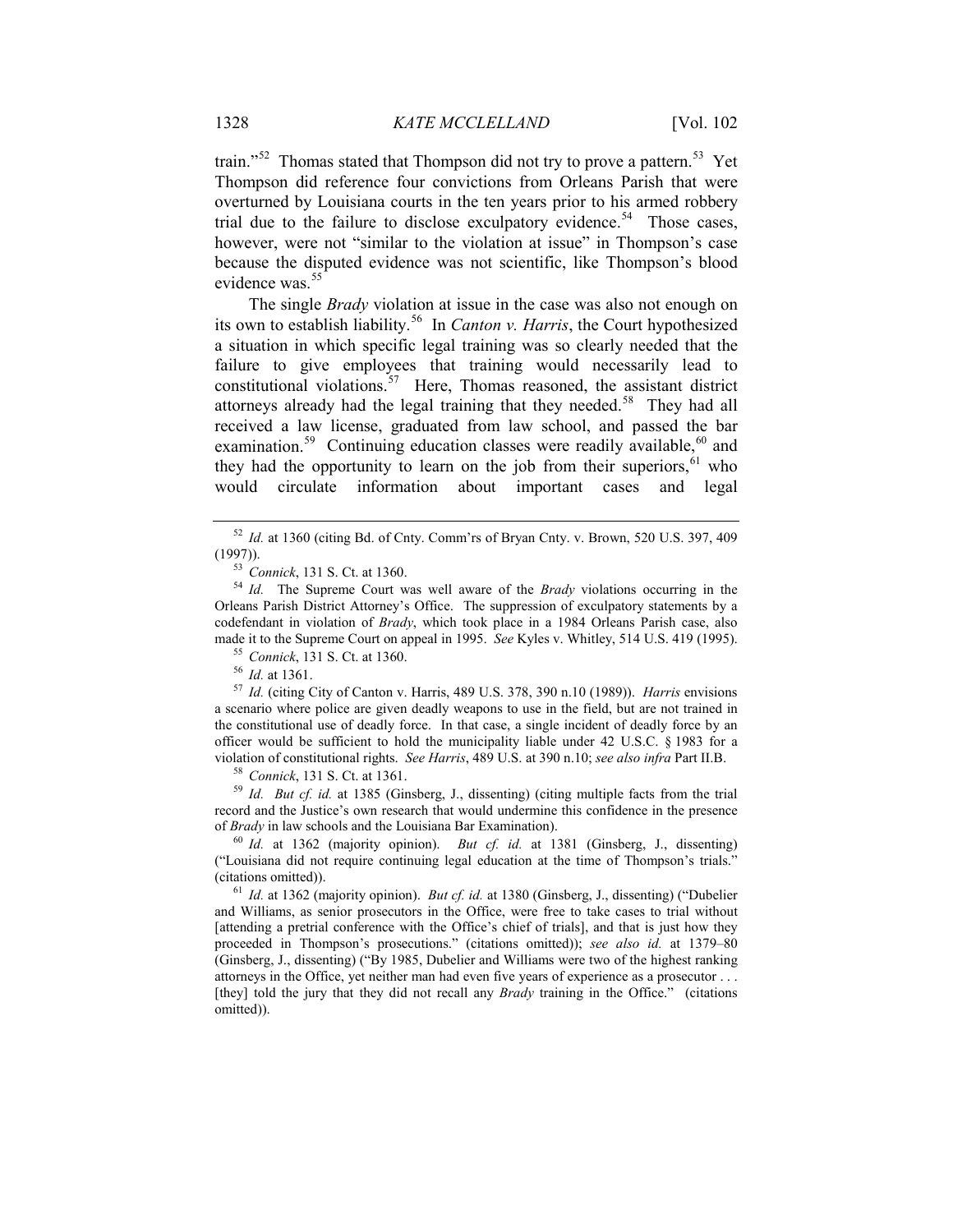train."[52] Thomas stated that Thompson did not try to prove a pattern.[53] Yet Thompson did reference four convictions from Orleans Parish that were overturned by Louisiana courts in the ten years prior to his armed robbery trial due to the failure to disclose exculpatory evidence.[54] Those cases, however, were not "similar to the violation at issue" in Thompson's case because the disputed evidence was not scientific, like Thompson's blood evidence was.[55]

The single *Brady* violation at issue in the case was also not enough on its own to establish liability.[56] In *Canton v. Harris*, the Court hypothesized a situation in which specific legal training was so clearly needed that the failure to give employees that training would necessarily lead to constitutional violations.[57] Here, Thomas reasoned, the assistant district attorneys already had the legal training that they needed.[58] They had all received a law license, graduated from law school, and passed the bar examination.[59] Continuing education classes were readily available,[60] and they had the opportunity to learn on the job from their superiors,[61] who would circulate information about important cases and legal

---

[52] *Id.* at 1360 (citing Bd. of Cnty. Comm'rs of Bryan Cnty. v. Brown, 520 U.S. 397, 409 (1997)).

[53] *Connick*, 131 S. Ct. at 1360.

[54] *Id.* The Supreme Court was well aware of the *Brady* violations occurring in the Orleans Parish District Attorney's Office. The suppression of exculpatory statements by a codefendant in violation of *Brady*, which took place in a 1984 Orleans Parish case, also made it to the Supreme Court on appeal in 1995. *See* Kyles v. Whitley, 514 U.S. 419 (1995).

[55] *Connick*, 131 S. Ct. at 1360.

[56] *Id.* at 1361.

[57] *Id.* (citing City of Canton v. Harris, 489 U.S. 378, 390 n.10 (1989)). *Harris* envisions a scenario where police are given deadly weapons to use in the field, but are not trained in the constitutional use of deadly force. In that case, a single incident of deadly force by an officer would be sufficient to hold the municipality liable under 42 U.S.C. § 1983 for a violation of constitutional rights. *See Harris*, 489 U.S. at 390 n.10; *see also infra* Part II.B.

[58] *Connick*, 131 S. Ct. at 1361.

[59] *Id. But cf. id.* at 1385 (Ginsberg, J., dissenting) (citing multiple facts from the trial record and the Justice's own research that would undermine this confidence in the presence of *Brady* in law schools and the Louisiana Bar Examination).

[60] *Id.* at 1362 (majority opinion). *But cf. id.* at 1381 (Ginsberg, J., dissenting) ("Louisiana did not require continuing legal education at the time of Thompson's trials." (citations omitted)).

[61] *Id.* at 1362 (majority opinion). *But cf. id.* at 1380 (Ginsberg, J., dissenting) ("Dubelier and Williams, as senior prosecutors in the Office, were free to take cases to trial without [attending a pretrial conference with the Office's chief of trials], and that is just how they proceeded in Thompson's prosecutions." (citations omitted)); *see also id.* at 1379–80 (Ginsberg, J., dissenting) ("By 1985, Dubelier and Williams were two of the highest ranking attorneys in the Office, yet neither man had even five years of experience as a prosecutor . . . [they] told the jury that they did not recall any *Brady* training in the Office." (citations omitted)).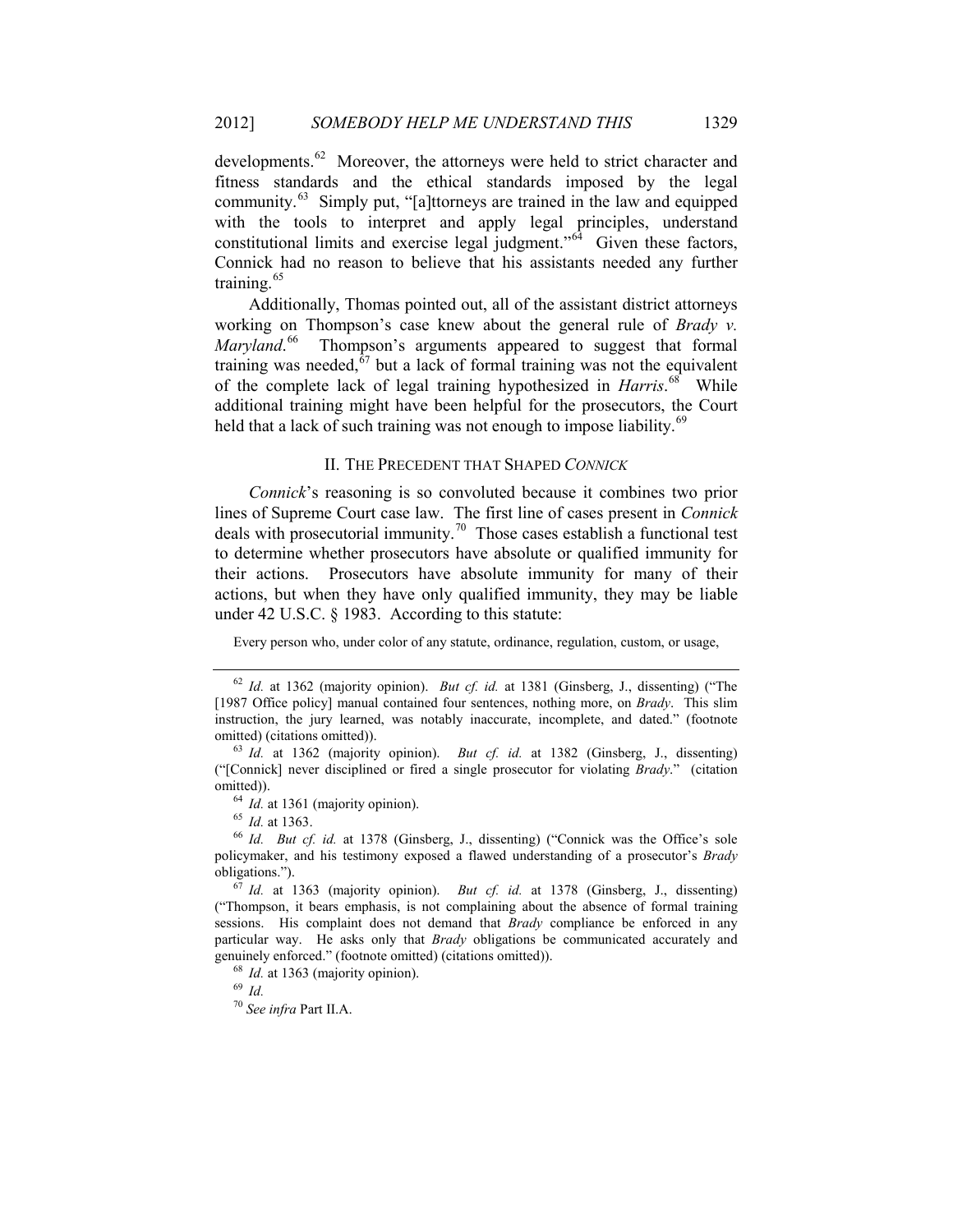developments.[62] Moreover, the attorneys were held to strict character and fitness standards and the ethical standards imposed by the legal community.[63] Simply put, "[a]ttorneys are trained in the law and equipped with the tools to interpret and apply legal principles, understand constitutional limits and exercise legal judgment."[64] Given these factors, Connick had no reason to believe that his assistants needed any further training.[65]

Additionally, Thomas pointed out, all of the assistant district attorneys working on Thompson's case knew about the general rule of *Brady v. Maryland*.[66] Thompson's arguments appeared to suggest that formal training was needed,[67] but a lack of formal training was not the equivalent of the complete lack of legal training hypothesized in *Harris*.[68] While additional training might have been helpful for the prosecutors, the Court held that a lack of such training was not enough to impose liability.[69]

## II. THE PRECEDENT THAT SHAPED *CONNICK*

*Connick*'s reasoning is so convoluted because it combines two prior lines of Supreme Court case law. The first line of cases present in *Connick* deals with prosecutorial immunity.[70] Those cases establish a functional test to determine whether prosecutors have absolute or qualified immunity for their actions. Prosecutors have absolute immunity for many of their actions, but when they have only qualified immunity, they may be liable under 42 U.S.C. § 1983. According to this statute:

> Every person who, under color of any statute, ordinance, regulation, custom, or usage,

---

[62] *Id.* at 1362 (majority opinion). *But cf. id.* at 1381 (Ginsberg, J., dissenting) ("The [1987 Office policy] manual contained four sentences, nothing more, on *Brady*. This slim instruction, the jury learned, was notably inaccurate, incomplete, and dated." (footnote omitted) (citations omitted)).

[63] *Id.* at 1362 (majority opinion). *But cf. id.* at 1382 (Ginsberg, J., dissenting) ("[Connick] never disciplined or fired a single prosecutor for violating *Brady*." (citation omitted)).

[64] *Id.* at 1361 (majority opinion).

[65] *Id.* at 1363.

[66] *Id. But cf. id.* at 1378 (Ginsberg, J., dissenting) ("Connick was the Office's sole policymaker, and his testimony exposed a flawed understanding of a prosecutor's *Brady* obligations.").

[67] *Id.* at 1363 (majority opinion). *But cf. id.* at 1378 (Ginsberg, J., dissenting) ("Thompson, it bears emphasis, is not complaining about the absence of formal training sessions. His complaint does not demand that *Brady* compliance be enforced in any particular way. He asks only that *Brady* obligations be communicated accurately and genuinely enforced." (footnote omitted) (citations omitted)).

[68] *Id.* at 1363 (majority opinion).

[69] *Id.*

[70] *See infra* Part II.A.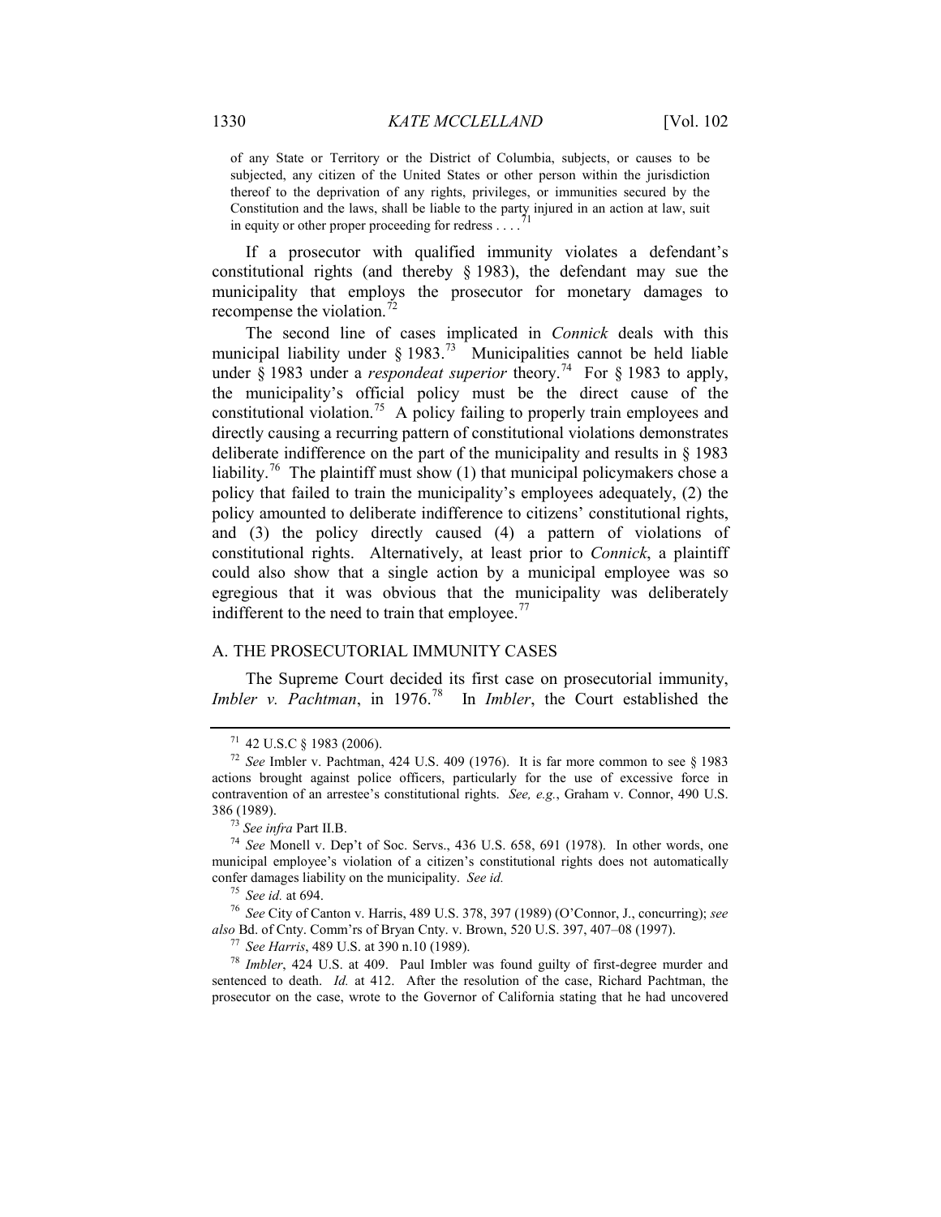> of any State or Territory or the District of Columbia, subjects, or causes to be subjected, any citizen of the United States or other person within the jurisdiction thereof to the deprivation of any rights, privileges, or immunities secured by the Constitution and the laws, shall be liable to the party injured in an action at law, suit in equity or other proper proceeding for redress . . . .[71]

If a prosecutor with qualified immunity violates a defendant's constitutional rights (and thereby § 1983), the defendant may sue the municipality that employs the prosecutor for monetary damages to recompense the violation.[72]

The second line of cases implicated in *Connick* deals with this municipal liability under § 1983.[73] Municipalities cannot be held liable under § 1983 under a *respondeat superior* theory.[74] For § 1983 to apply, the municipality's official policy must be the direct cause of the constitutional violation.[75] A policy failing to properly train employees and directly causing a recurring pattern of constitutional violations demonstrates deliberate indifference on the part of the municipality and results in § 1983 liability.[76] The plaintiff must show (1) that municipal policymakers chose a policy that failed to train the municipality's employees adequately, (2) the policy amounted to deliberate indifference to citizens' constitutional rights, and (3) the policy directly caused (4) a pattern of violations of constitutional rights. Alternatively, at least prior to *Connick*, a plaintiff could also show that a single action by a municipal employee was so egregious that it was obvious that the municipality was deliberately indifferent to the need to train that employee.[77]

## A. THE PROSECUTORIAL IMMUNITY CASES

The Supreme Court decided its first case on prosecutorial immunity, *Imbler v. Pachtman*, in 1976.[78] In *Imbler*, the Court established the

---

[71] 42 U.S.C § 1983 (2006).

[72] *See* Imbler v. Pachtman, 424 U.S. 409 (1976). It is far more common to see § 1983 actions brought against police officers, particularly for the use of excessive force in contravention of an arrestee's constitutional rights. *See, e.g.*, Graham v. Connor, 490 U.S. 386 (1989).

[73] *See infra* Part II.B.

[74] *See* Monell v. Dep't of Soc. Servs., 436 U.S. 658, 691 (1978). In other words, one municipal employee's violation of a citizen's constitutional rights does not automatically confer damages liability on the municipality. *See id.*

[75] *See id.* at 694.

[76] *See* City of Canton v. Harris, 489 U.S. 378, 397 (1989) (O'Connor, J., concurring); *see also* Bd. of Cnty. Comm'rs of Bryan Cnty. v. Brown, 520 U.S. 397, 407–08 (1997).

[77] *See Harris*, 489 U.S. at 390 n.10 (1989).

[78] *Imbler*, 424 U.S. at 409. Paul Imbler was found guilty of first-degree murder and sentenced to death. *Id.* at 412. After the resolution of the case, Richard Pachtman, the prosecutor on the case, wrote to the Governor of California stating that he had uncovered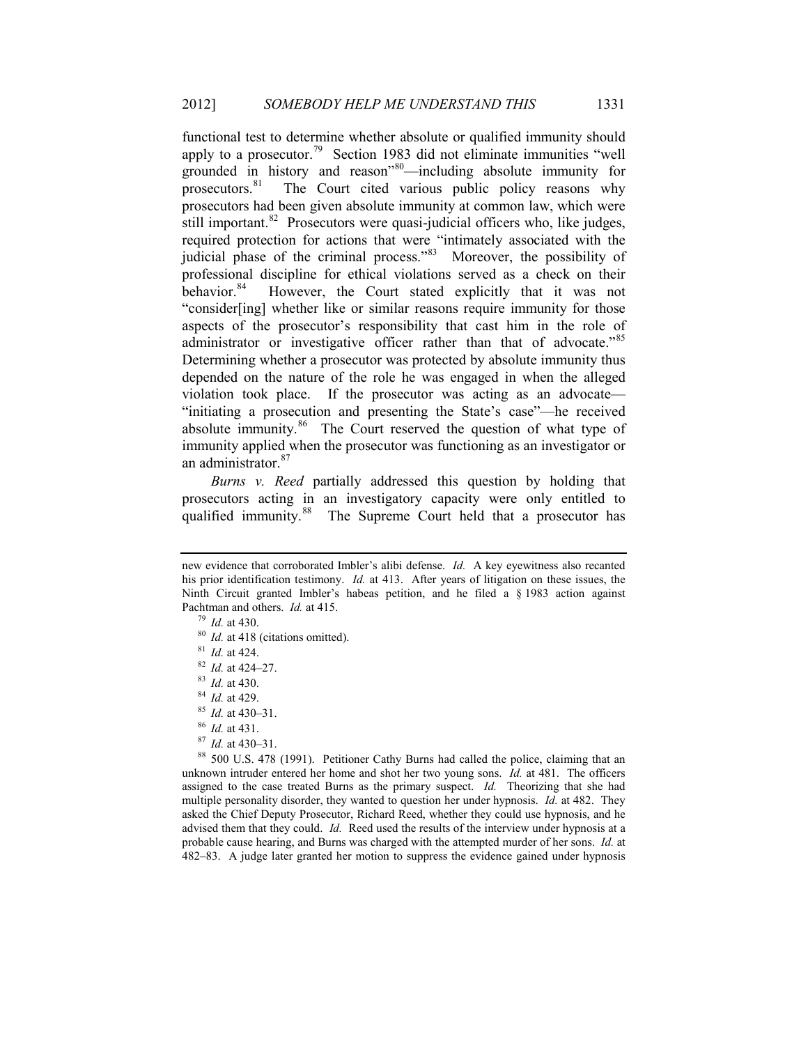functional test to determine whether absolute or qualified immunity should apply to a prosecutor.[79] Section 1983 did not eliminate immunities "well grounded in history and reason"[80]—including absolute immunity for prosecutors.[81] The Court cited various public policy reasons why prosecutors had been given absolute immunity at common law, which were still important.[82] Prosecutors were quasi-judicial officers who, like judges, required protection for actions that were "intimately associated with the judicial phase of the criminal process."[83] Moreover, the possibility of professional discipline for ethical violations served as a check on their behavior.[84] However, the Court stated explicitly that it was not "consider[ing] whether like or similar reasons require immunity for those aspects of the prosecutor's responsibility that cast him in the role of administrator or investigative officer rather than that of advocate."[85] Determining whether a prosecutor was protected by absolute immunity thus depended on the nature of the role he was engaged in when the alleged violation took place. If the prosecutor was acting as an advocate—"initiating a prosecution and presenting the State's case"—he received absolute immunity.[86] The Court reserved the question of what type of immunity applied when the prosecutor was functioning as an investigator or an administrator.[87]

*Burns v. Reed* partially addressed this question by holding that prosecutors acting in an investigatory capacity were only entitled to qualified immunity.[88] The Supreme Court held that a prosecutor has

---

new evidence that corroborated Imbler's alibi defense. *Id.* A key eyewitness also recanted his prior identification testimony. *Id.* at 413. After years of litigation on these issues, the Ninth Circuit granted Imbler's habeas petition, and he filed a § 1983 action against Pachtman and others. *Id.* at 415.

[79] *Id.* at 430.

[80] *Id.* at 418 (citations omitted).

[81] *Id.* at 424.

[82] *Id.* at 424–27.

[83] *Id.* at 430.

[84] *Id.* at 429.

[85] *Id.* at 430–31.

[86] *Id.* at 431.

[87] *Id.* at 430–31.

[88] 500 U.S. 478 (1991). Petitioner Cathy Burns had called the police, claiming that an unknown intruder entered her home and shot her two young sons. *Id.* at 481. The officers assigned to the case treated Burns as the primary suspect. *Id.* Theorizing that she had multiple personality disorder, they wanted to question her under hypnosis. *Id.* at 482. They asked the Chief Deputy Prosecutor, Richard Reed, whether they could use hypnosis, and he advised them that they could. *Id.* Reed used the results of the interview under hypnosis at a probable cause hearing, and Burns was charged with the attempted murder of her sons. *Id.* at 482–83. A judge later granted her motion to suppress the evidence gained under hypnosis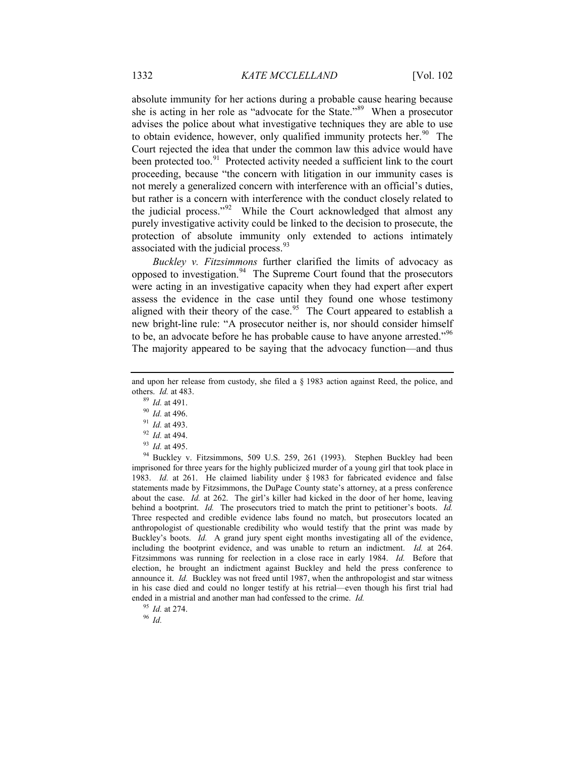absolute immunity for her actions during a probable cause hearing because she is acting in her role as "advocate for the State."[89] When a prosecutor advises the police about what investigative techniques they are able to use to obtain evidence, however, only qualified immunity protects her.[90] The Court rejected the idea that under the common law this advice would have been protected too.[91] Protected activity needed a sufficient link to the court proceeding, because "the concern with litigation in our immunity cases is not merely a generalized concern with interference with an official's duties, but rather is a concern with interference with the conduct closely related to the judicial process."[92] While the Court acknowledged that almost any purely investigative activity could be linked to the decision to prosecute, the protection of absolute immunity only extended to actions intimately associated with the judicial process.[93]

*Buckley v. Fitzsimmons* further clarified the limits of advocacy as opposed to investigation.[94] The Supreme Court found that the prosecutors were acting in an investigative capacity when they had expert after expert assess the evidence in the case until they found one whose testimony aligned with their theory of the case.[95] The Court appeared to establish a new bright-line rule: "A prosecutor neither is, nor should consider himself to be, an advocate before he has probable cause to have anyone arrested."[96] The majority appeared to be saying that the advocacy function—and thus

---

and upon her release from custody, she filed a § 1983 action against Reed, the police, and others. *Id.* at 483.

[89] *Id.* at 491.

[90] *Id.* at 496.

[91] *Id.* at 493.

[92] *Id.* at 494.

[93] *Id.* at 495.

[94] Buckley v. Fitzsimmons, 509 U.S. 259, 261 (1993). Stephen Buckley had been imprisoned for three years for the highly publicized murder of a young girl that took place in 1983. *Id.* at 261. He claimed liability under § 1983 for fabricated evidence and false statements made by Fitzsimmons, the DuPage County state's attorney, at a press conference about the case. *Id.* at 262. The girl's killer had kicked in the door of her home, leaving behind a bootprint. *Id.* The prosecutors tried to match the print to petitioner's boots. *Id.* Three respected and credible evidence labs found no match, but prosecutors located an anthropologist of questionable credibility who would testify that the print was made by Buckley's boots. *Id.* A grand jury spent eight months investigating all of the evidence, including the bootprint evidence, and was unable to return an indictment. *Id.* at 264. Fitzsimmons was running for reelection in a close race in early 1984. *Id.* Before that election, he brought an indictment against Buckley and held the press conference to announce it. *Id.* Buckley was not freed until 1987, when the anthropologist and star witness in his case died and could no longer testify at his retrial—even though his first trial had ended in a mistrial and another man had confessed to the crime. *Id.*

[95] *Id.* at 274.

[96] *Id.*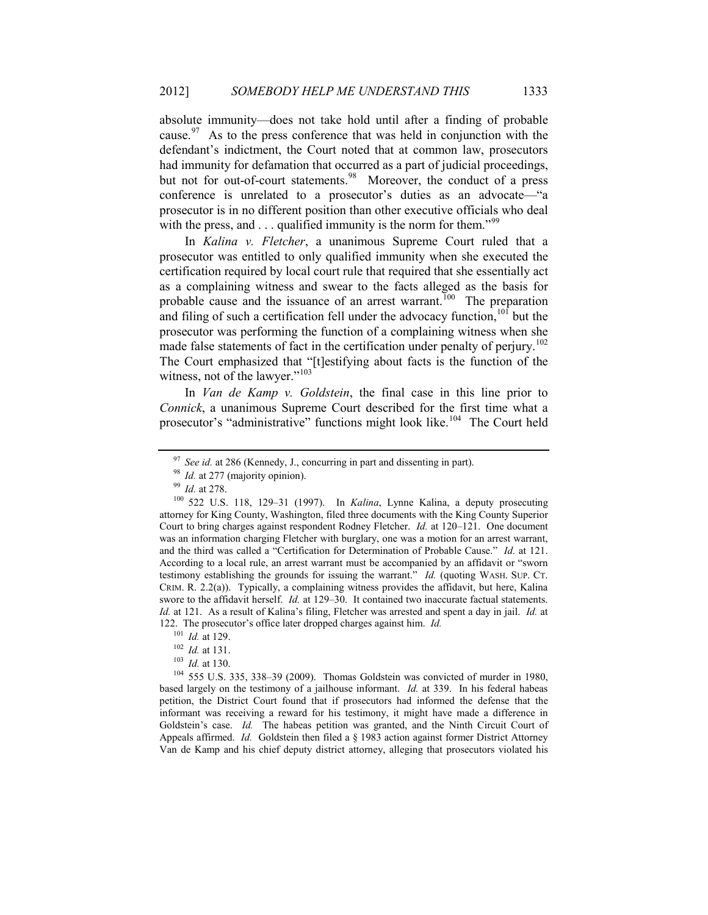absolute immunity—does not take hold until after a finding of probable cause.[97] As to the press conference that was held in conjunction with the defendant's indictment, the Court noted that at common law, prosecutors had immunity for defamation that occurred as a part of judicial proceedings, but not for out-of-court statements.[98] Moreover, the conduct of a press conference is unrelated to a prosecutor's duties as an advocate—"a prosecutor is in no different position than other executive officials who deal with the press, and . . . qualified immunity is the norm for them."[99]

In *Kalina v. Fletcher*, a unanimous Supreme Court ruled that a prosecutor was entitled to only qualified immunity when she executed the certification required by local court rule that required that she essentially act as a complaining witness and swear to the facts alleged as the basis for probable cause and the issuance of an arrest warrant.[100] The preparation and filing of such a certification fell under the advocacy function,[101] but the prosecutor was performing the function of a complaining witness when she made false statements of fact in the certification under penalty of perjury.[102] The Court emphasized that "[t]estifying about facts is the function of the witness, not of the lawyer."[103]

In *Van de Kamp v. Goldstein*, the final case in this line prior to *Connick*, a unanimous Supreme Court described for the first time what a prosecutor's "administrative" functions might look like.[104] The Court held

---

[97] *See id.* at 286 (Kennedy, J., concurring in part and dissenting in part).

[98] *Id.* at 277 (majority opinion).

[99] *Id.* at 278.

[100] 522 U.S. 118, 129–31 (1997). In *Kalina*, Lynne Kalina, a deputy prosecuting attorney for King County, Washington, filed three documents with the King County Superior Court to bring charges against respondent Rodney Fletcher. *Id.* at 120–121. One document was an information charging Fletcher with burglary, one was a motion for an arrest warrant, and the third was called a "Certification for Determination of Probable Cause." *Id.* at 121. According to a local rule, an arrest warrant must be accompanied by an affidavit or "sworn testimony establishing the grounds for issuing the warrant." *Id.* (quoting WASH. SUP. CT. CRIM. R. 2.2(a)). Typically, a complaining witness provides the affidavit, but here, Kalina swore to the affidavit herself. *Id.* at 129–30. It contained two inaccurate factual statements. *Id.* at 121. As a result of Kalina's filing, Fletcher was arrested and spent a day in jail. *Id.* at 122. The prosecutor's office later dropped charges against him. *Id.*

[101] *Id.* at 129.

[102] *Id.* at 131.

[103] *Id.* at 130.

[104] 555 U.S. 335, 338–39 (2009). Thomas Goldstein was convicted of murder in 1980, based largely on the testimony of a jailhouse informant. *Id.* at 339. In his federal habeas petition, the District Court found that if prosecutors had informed the defense that the informant was receiving a reward for his testimony, it might have made a difference in Goldstein's case. *Id.* The habeas petition was granted, and the Ninth Circuit Court of Appeals affirmed. *Id.* Goldstein then filed a § 1983 action against former District Attorney Van de Kamp and his chief deputy district attorney, alleging that prosecutors violated his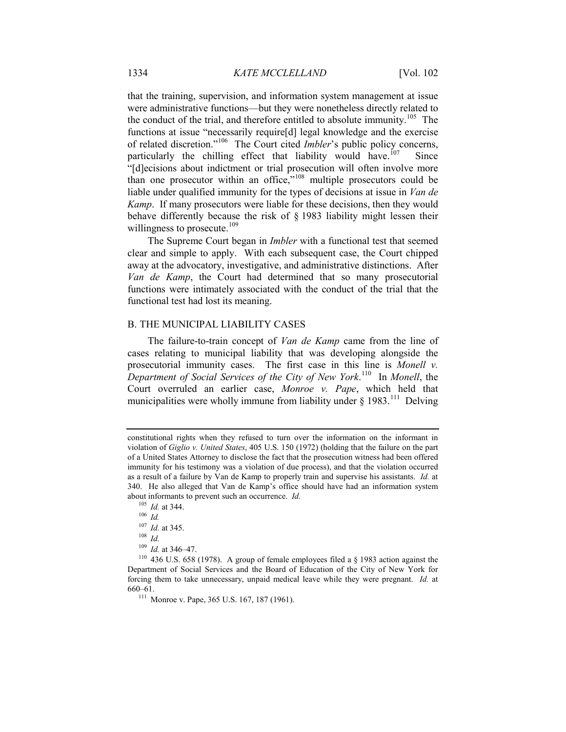that the training, supervision, and information system management at issue were administrative functions—but they were nonetheless directly related to the conduct of the trial, and therefore entitled to absolute immunity.[105] The functions at issue "necessarily require[d] legal knowledge and the exercise of related discretion."[106] The Court cited *Imbler*'s public policy concerns, particularly the chilling effect that liability would have.[107] Since "[d]ecisions about indictment or trial prosecution will often involve more than one prosecutor within an office,"[108] multiple prosecutors could be liable under qualified immunity for the types of decisions at issue in *Van de Kamp*. If many prosecutors were liable for these decisions, then they would behave differently because the risk of § 1983 liability might lessen their willingness to prosecute.[109]

The Supreme Court began in *Imbler* with a functional test that seemed clear and simple to apply. With each subsequent case, the Court chipped away at the advocatory, investigative, and administrative distinctions. After *Van de Kamp*, the Court had determined that so many prosecutorial functions were intimately associated with the conduct of the trial that the functional test had lost its meaning.

## B. THE MUNICIPAL LIABILITY CASES

The failure-to-train concept of *Van de Kamp* came from the line of cases relating to municipal liability that was developing alongside the prosecutorial immunity cases. The first case in this line is *Monell v. Department of Social Services of the City of New York*.[110] In *Monell*, the Court overruled an earlier case, *Monroe v. Pape*, which held that municipalities were wholly immune from liability under § 1983.[111] Delving

---

constitutional rights when they refused to turn over the information on the informant in violation of *Giglio v. United States*, 405 U.S. 150 (1972) (holding that the failure on the part of a United States Attorney to disclose the fact that the prosecution witness had been offered immunity for his testimony was a violation of due process), and that the violation occurred as a result of a failure by Van de Kamp to properly train and supervise his assistants. *Id.* at 340. He also alleged that Van de Kamp's office should have had an information system about informants to prevent such an occurrence. *Id.*

[105] *Id.* at 344.

[106] *Id.*

[107] *Id.* at 345.

[108] *Id.*

[109] *Id.* at 346–47.

[110] 436 U.S. 658 (1978). A group of female employees filed a § 1983 action against the Department of Social Services and the Board of Education of the City of New York for forcing them to take unnecessary, unpaid medical leave while they were pregnant. *Id.* at 660–61.

[111] Monroe v. Pape, 365 U.S. 167, 187 (1961).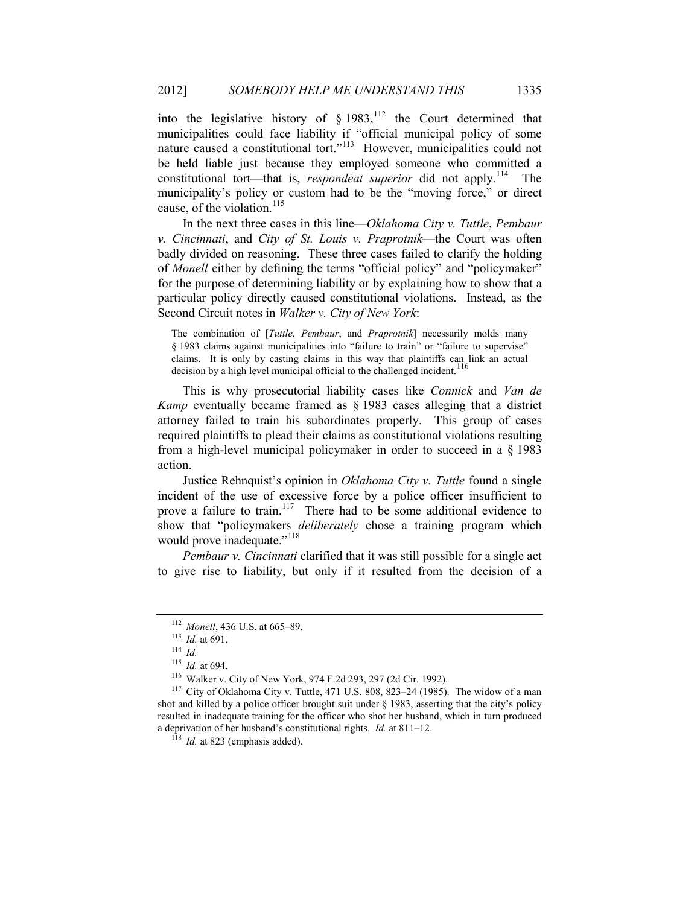into the legislative history of § 1983,[112] the Court determined that municipalities could face liability if "official municipal policy of some nature caused a constitutional tort."[113] However, municipalities could not be held liable just because they employed someone who committed a constitutional tort—that is, *respondeat superior* did not apply.[114] The municipality's policy or custom had to be the "moving force," or direct cause, of the violation.[115]

In the next three cases in this line—*Oklahoma City v. Tuttle*, *Pembaur v. Cincinnati*, and *City of St. Louis v. Praprotnik*—the Court was often badly divided on reasoning. These three cases failed to clarify the holding of *Monell* either by defining the terms "official policy" and "policymaker" for the purpose of determining liability or by explaining how to show that a particular policy directly caused constitutional violations. Instead, as the Second Circuit notes in *Walker v. City of New York*:

> The combination of [*Tuttle*, *Pembaur*, and *Praprotnik*] necessarily molds many § 1983 claims against municipalities into "failure to train" or "failure to supervise" claims. It is only by casting claims in this way that plaintiffs can link an actual decision by a high level municipal official to the challenged incident.[116]

This is why prosecutorial liability cases like *Connick* and *Van de Kamp* eventually became framed as § 1983 cases alleging that a district attorney failed to train his subordinates properly. This group of cases required plaintiffs to plead their claims as constitutional violations resulting from a high-level municipal policymaker in order to succeed in a § 1983 action.

Justice Rehnquist's opinion in *Oklahoma City v. Tuttle* found a single incident of the use of excessive force by a police officer insufficient to prove a failure to train.[117] There had to be some additional evidence to show that "policymakers *deliberately* chose a training program which would prove inadequate."[118]

*Pembaur v. Cincinnati* clarified that it was still possible for a single act to give rise to liability, but only if it resulted from the decision of a

---

[112] *Monell*, 436 U.S. at 665–89.

[113] *Id.* at 691.

[114] *Id.*

[115] *Id.* at 694.

[116] Walker v. City of New York, 974 F.2d 293, 297 (2d Cir. 1992).

[117] City of Oklahoma City v. Tuttle, 471 U.S. 808, 823–24 (1985). The widow of a man shot and killed by a police officer brought suit under § 1983, asserting that the city's policy resulted in inadequate training for the officer who shot her husband, which in turn produced a deprivation of her husband's constitutional rights. *Id.* at 811–12.

[118] *Id.* at 823 (emphasis added).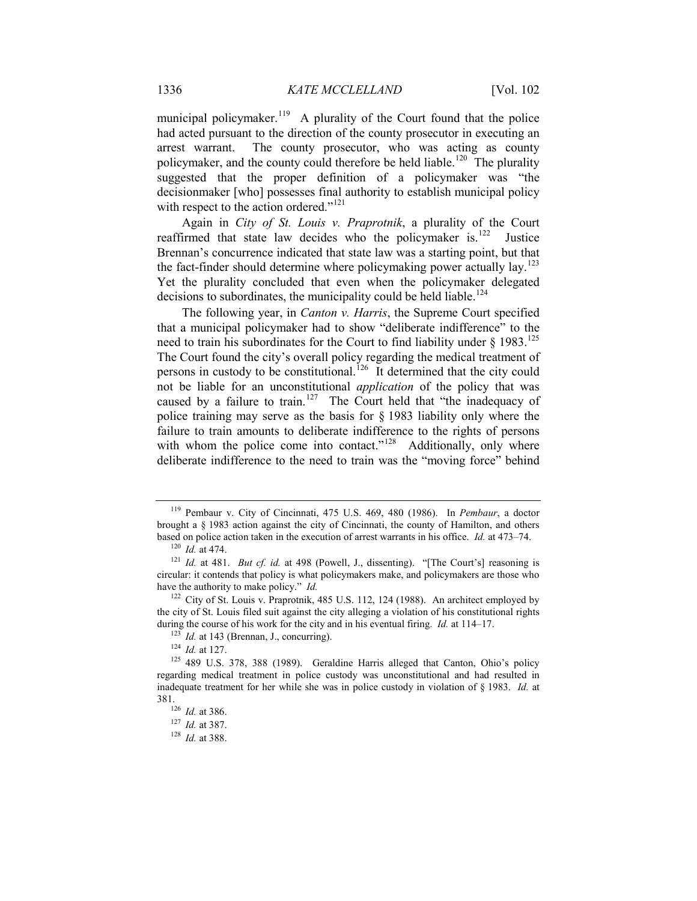municipal policymaker.[119] A plurality of the Court found that the police had acted pursuant to the direction of the county prosecutor in executing an arrest warrant. The county prosecutor, who was acting as county policymaker, and the county could therefore be held liable.[120] The plurality suggested that the proper definition of a policymaker was "the decisionmaker [who] possesses final authority to establish municipal policy with respect to the action ordered."[121]

Again in *City of St. Louis v. Praprotnik*, a plurality of the Court reaffirmed that state law decides who the policymaker is.[122] Justice Brennan's concurrence indicated that state law was a starting point, but that the fact-finder should determine where policymaking power actually lay.[123] Yet the plurality concluded that even when the policymaker delegated decisions to subordinates, the municipality could be held liable.[124]

The following year, in *Canton v. Harris*, the Supreme Court specified that a municipal policymaker had to show "deliberate indifference" to the need to train his subordinates for the Court to find liability under § 1983.[125] The Court found the city's overall policy regarding the medical treatment of persons in custody to be constitutional.[126] It determined that the city could not be liable for an unconstitutional *application* of the policy that was caused by a failure to train.[127] The Court held that "the inadequacy of police training may serve as the basis for § 1983 liability only where the failure to train amounts to deliberate indifference to the rights of persons with whom the police come into contact."[128] Additionally, only where deliberate indifference to the need to train was the "moving force" behind

---

[119] Pembaur v. City of Cincinnati, 475 U.S. 469, 480 (1986). In *Pembaur*, a doctor brought a § 1983 action against the city of Cincinnati, the county of Hamilton, and others based on police action taken in the execution of arrest warrants in his office. *Id.* at 473–74.

[120] *Id.* at 474.

[121] *Id.* at 481. *But cf. id.* at 498 (Powell, J., dissenting). "[The Court's] reasoning is circular: it contends that policy is what policymakers make, and policymakers are those who have the authority to make policy." *Id.*

[122] City of St. Louis v. Praprotnik, 485 U.S. 112, 124 (1988). An architect employed by the city of St. Louis filed suit against the city alleging a violation of his constitutional rights during the course of his work for the city and in his eventual firing. *Id.* at 114–17.

[123] *Id.* at 143 (Brennan, J., concurring).

[124] *Id.* at 127.

[125] 489 U.S. 378, 388 (1989). Geraldine Harris alleged that Canton, Ohio's policy regarding medical treatment in police custody was unconstitutional and had resulted in inadequate treatment for her while she was in police custody in violation of § 1983. *Id.* at 381.

[126] *Id.* at 386.

[127] *Id.* at 387.

[128] *Id.* at 388.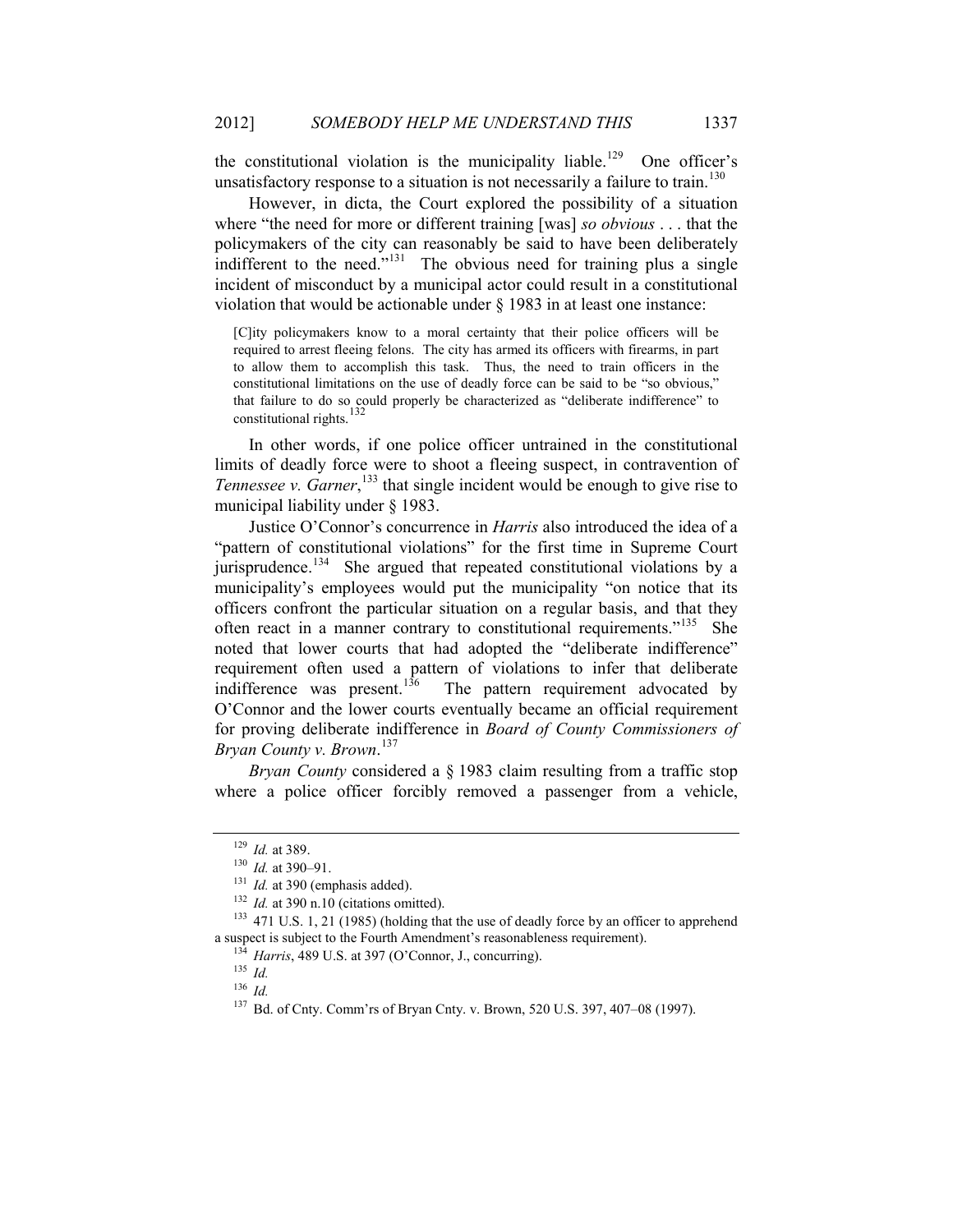the constitutional violation is the municipality liable.[129] One officer's unsatisfactory response to a situation is not necessarily a failure to train.[130]

However, in dicta, the Court explored the possibility of a situation where "the need for more or different training [was] *so obvious* . . . that the policymakers of the city can reasonably be said to have been deliberately indifferent to the need."[131] The obvious need for training plus a single incident of misconduct by a municipal actor could result in a constitutional violation that would be actionable under § 1983 in at least one instance:

> [C]ity policymakers know to a moral certainty that their police officers will be required to arrest fleeing felons. The city has armed its officers with firearms, in part to allow them to accomplish this task. Thus, the need to train officers in the constitutional limitations on the use of deadly force can be said to be "so obvious," that failure to do so could properly be characterized as "deliberate indifference" to constitutional rights.[132]

In other words, if one police officer untrained in the constitutional limits of deadly force were to shoot a fleeing suspect, in contravention of *Tennessee v. Garner*,[133] that single incident would be enough to give rise to municipal liability under § 1983.

Justice O'Connor's concurrence in *Harris* also introduced the idea of a "pattern of constitutional violations" for the first time in Supreme Court jurisprudence.[134] She argued that repeated constitutional violations by a municipality's employees would put the municipality "on notice that its officers confront the particular situation on a regular basis, and that they often react in a manner contrary to constitutional requirements."[135] She noted that lower courts that had adopted the "deliberate indifference" requirement often used a pattern of violations to infer that deliberate indifference was present.[136] The pattern requirement advocated by O'Connor and the lower courts eventually became an official requirement for proving deliberate indifference in *Board of County Commissioners of Bryan County v. Brown*.[137]

*Bryan County* considered a § 1983 claim resulting from a traffic stop where a police officer forcibly removed a passenger from a vehicle,

---

[129] *Id.* at 389.

[130] *Id.* at 390–91.

[131] *Id.* at 390 (emphasis added).

[132] *Id.* at 390 n.10 (citations omitted).

[133] 471 U.S. 1, 21 (1985) (holding that the use of deadly force by an officer to apprehend a suspect is subject to the Fourth Amendment's reasonableness requirement).

[134] *Harris*, 489 U.S. at 397 (O'Connor, J., concurring).

[135] *Id.*

[136] *Id.*

[137] Bd. of Cnty. Comm'rs of Bryan Cnty. v. Brown, 520 U.S. 397, 407–08 (1997).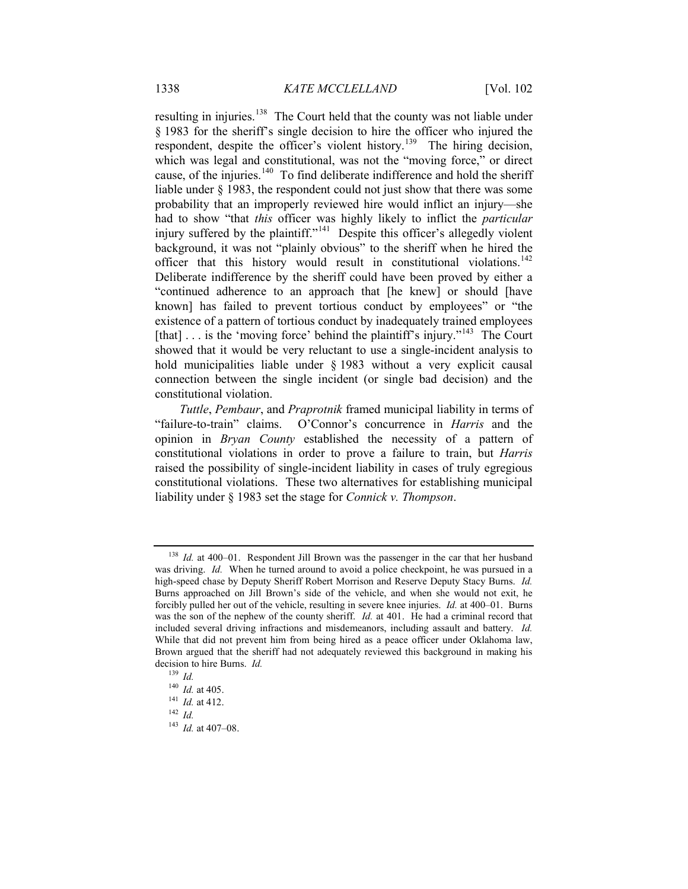resulting in injuries.[138] The Court held that the county was not liable under § 1983 for the sheriff's single decision to hire the officer who injured the respondent, despite the officer's violent history.[139] The hiring decision, which was legal and constitutional, was not the "moving force," or direct cause, of the injuries.[140] To find deliberate indifference and hold the sheriff liable under § 1983, the respondent could not just show that there was some probability that an improperly reviewed hire would inflict an injury—she had to show "that *this* officer was highly likely to inflict the *particular* injury suffered by the plaintiff."[141] Despite this officer's allegedly violent background, it was not "plainly obvious" to the sheriff when he hired the officer that this history would result in constitutional violations.[142] Deliberate indifference by the sheriff could have been proved by either a "continued adherence to an approach that [he knew] or should [have known] has failed to prevent tortious conduct by employees" or "the existence of a pattern of tortious conduct by inadequately trained employees [that] . . . is the 'moving force' behind the plaintiff's injury."[143] The Court showed that it would be very reluctant to use a single-incident analysis to hold municipalities liable under § 1983 without a very explicit causal connection between the single incident (or single bad decision) and the constitutional violation.

*Tuttle*, *Pembaur*, and *Praprotnik* framed municipal liability in terms of "failure-to-train" claims. O'Connor's concurrence in *Harris* and the opinion in *Bryan County* established the necessity of a pattern of constitutional violations in order to prove a failure to train, but *Harris* raised the possibility of single-incident liability in cases of truly egregious constitutional violations. These two alternatives for establishing municipal liability under § 1983 set the stage for *Connick v. Thompson*.

---

[138] *Id.* at 400–01. Respondent Jill Brown was the passenger in the car that her husband was driving. *Id.* When he turned around to avoid a police checkpoint, he was pursued in a high-speed chase by Deputy Sheriff Robert Morrison and Reserve Deputy Stacy Burns. *Id.* Burns approached on Jill Brown's side of the vehicle, and when she would not exit, he forcibly pulled her out of the vehicle, resulting in severe knee injuries. *Id.* at 400–01. Burns was the son of the nephew of the county sheriff. *Id.* at 401. He had a criminal record that included several driving infractions and misdemeanors, including assault and battery. *Id.* While that did not prevent him from being hired as a peace officer under Oklahoma law, Brown argued that the sheriff had not adequately reviewed this background in making his decision to hire Burns. *Id.*

[139] *Id.*

[140] *Id.* at 405.

[141] *Id.* at 412.

[142] *Id.*

[143] *Id.* at 407–08.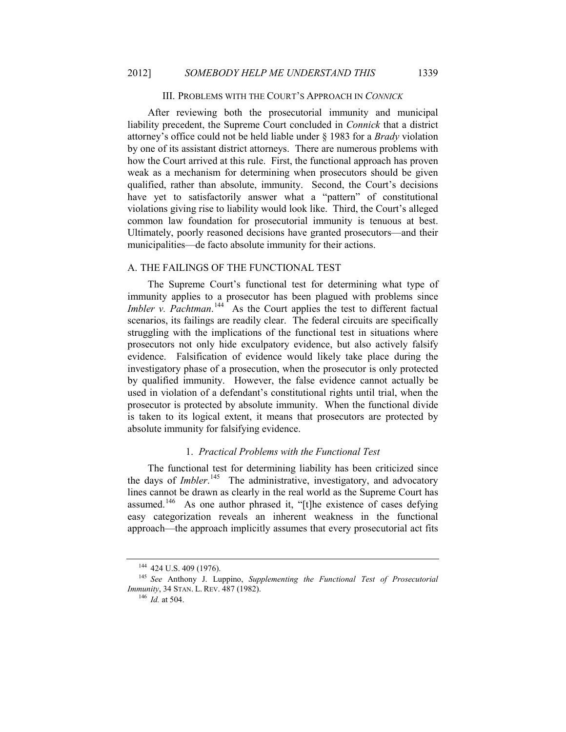## III. PROBLEMS WITH THE COURT'S APPROACH IN *CONNICK*

After reviewing both the prosecutorial immunity and municipal liability precedent, the Supreme Court concluded in *Connick* that a district attorney's office could not be held liable under § 1983 for a *Brady* violation by one of its assistant district attorneys. There are numerous problems with how the Court arrived at this rule. First, the functional approach has proven weak as a mechanism for determining when prosecutors should be given qualified, rather than absolute, immunity. Second, the Court's decisions have yet to satisfactorily answer what a "pattern" of constitutional violations giving rise to liability would look like. Third, the Court's alleged common law foundation for prosecutorial immunity is tenuous at best. Ultimately, poorly reasoned decisions have granted prosecutors—and their municipalities—de facto absolute immunity for their actions.

### A. THE FAILINGS OF THE FUNCTIONAL TEST

The Supreme Court's functional test for determining what type of immunity applies to a prosecutor has been plagued with problems since *Imbler v. Pachtman*.[144] As the Court applies the test to different factual scenarios, its failings are readily clear. The federal circuits are specifically struggling with the implications of the functional test in situations where prosecutors not only hide exculpatory evidence, but also actively falsify evidence. Falsification of evidence would likely take place during the investigatory phase of a prosecution, when the prosecutor is only protected by qualified immunity. However, the false evidence cannot actually be used in violation of a defendant's constitutional rights until trial, when the prosecutor is protected by absolute immunity. When the functional divide is taken to its logical extent, it means that prosecutors are protected by absolute immunity for falsifying evidence.

#### 1. *Practical Problems with the Functional Test*

The functional test for determining liability has been criticized since the days of *Imbler*.[145] The administrative, investigatory, and advocatory lines cannot be drawn as clearly in the real world as the Supreme Court has assumed.[146] As one author phrased it, "[t]he existence of cases defying easy categorization reveals an inherent weakness in the functional approach—the approach implicitly assumes that every prosecutorial act fits

---

[144] 424 U.S. 409 (1976).

[145] *See* Anthony J. Luppino, *Supplementing the Functional Test of Prosecutorial Immunity*, 34 STAN. L. REV. 487 (1982).

[146] *Id.* at 504.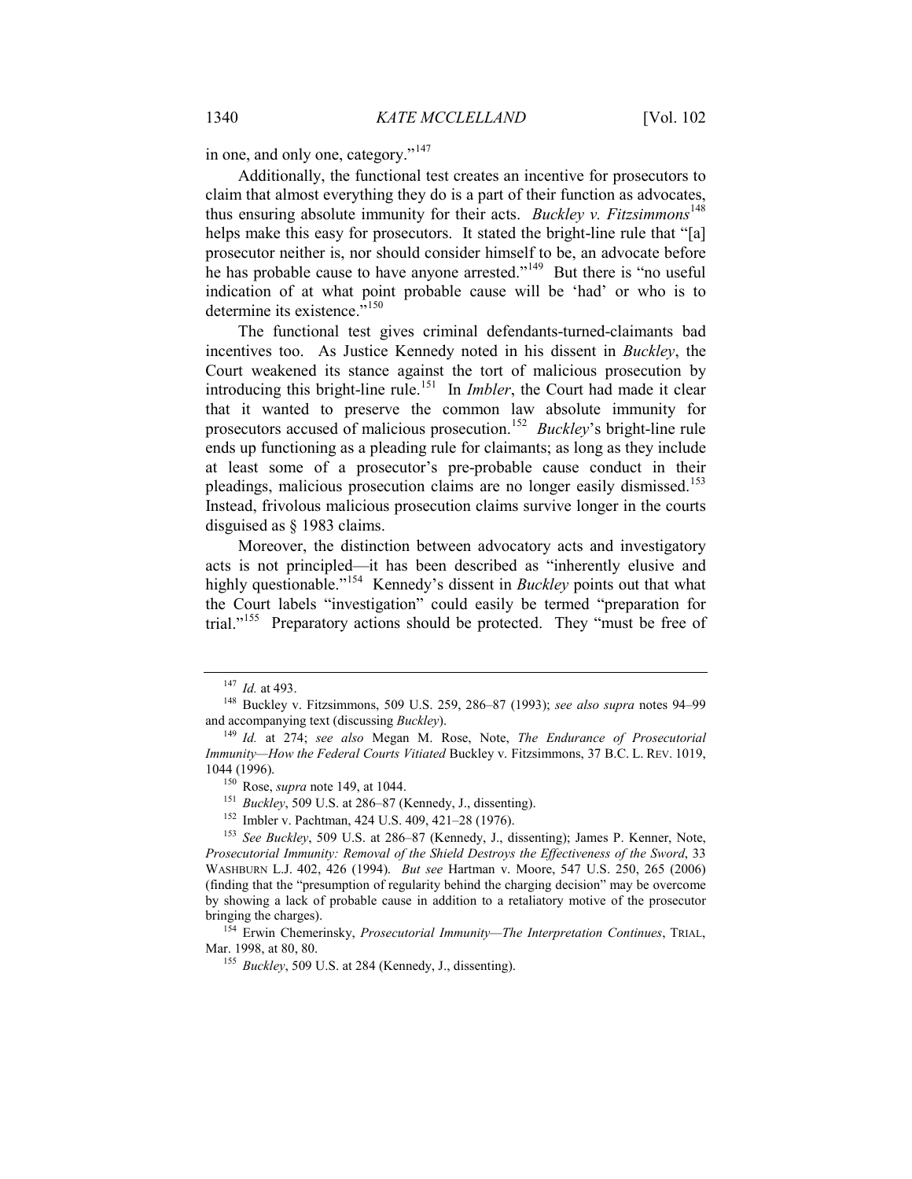in one, and only one, category."[147]

Additionally, the functional test creates an incentive for prosecutors to claim that almost everything they do is a part of their function as advocates, thus ensuring absolute immunity for their acts. *Buckley v. Fitzsimmons*[148] helps make this easy for prosecutors. It stated the bright-line rule that "[a] prosecutor neither is, nor should consider himself to be, an advocate before he has probable cause to have anyone arrested."[149] But there is "no useful indication of at what point probable cause will be 'had' or who is to determine its existence."[150]

The functional test gives criminal defendants-turned-claimants bad incentives too. As Justice Kennedy noted in his dissent in *Buckley*, the Court weakened its stance against the tort of malicious prosecution by introducing this bright-line rule.[151] In *Imbler*, the Court had made it clear that it wanted to preserve the common law absolute immunity for prosecutors accused of malicious prosecution.[152] *Buckley*'s bright-line rule ends up functioning as a pleading rule for claimants; as long as they include at least some of a prosecutor's pre-probable cause conduct in their pleadings, malicious prosecution claims are no longer easily dismissed.[153] Instead, frivolous malicious prosecution claims survive longer in the courts disguised as § 1983 claims.

Moreover, the distinction between advocatory acts and investigatory acts is not principled—it has been described as "inherently elusive and highly questionable."[154] Kennedy's dissent in *Buckley* points out that what the Court labels "investigation" could easily be termed "preparation for trial."[155] Preparatory actions should be protected. They "must be free of

---

[147] *Id.* at 493.

[148] Buckley v. Fitzsimmons, 509 U.S. 259, 286–87 (1993); *see also supra* notes 94–99 and accompanying text (discussing *Buckley*).

[149] *Id.* at 274; *see also* Megan M. Rose, Note, *The Endurance of Prosecutorial Immunity—How the Federal Courts Vitiated* Buckley v. Fitzsimmons, 37 B.C. L. REV. 1019, 1044 (1996).

[150] Rose, *supra* note 149, at 1044.

[151] *Buckley*, 509 U.S. at 286–87 (Kennedy, J., dissenting).

[152] Imbler v. Pachtman, 424 U.S. 409, 421–28 (1976).

[153] *See Buckley*, 509 U.S. at 286–87 (Kennedy, J., dissenting); James P. Kenner, Note, *Prosecutorial Immunity: Removal of the Shield Destroys the Effectiveness of the Sword*, 33 WASHBURN L.J. 402, 426 (1994). *But see* Hartman v. Moore, 547 U.S. 250, 265 (2006) (finding that the "presumption of regularity behind the charging decision" may be overcome by showing a lack of probable cause in addition to a retaliatory motive of the prosecutor bringing the charges).

[154] Erwin Chemerinsky, *Prosecutorial Immunity—The Interpretation Continues*, TRIAL, Mar. 1998, at 80, 80.

[155] *Buckley*, 509 U.S. at 284 (Kennedy, J., dissenting).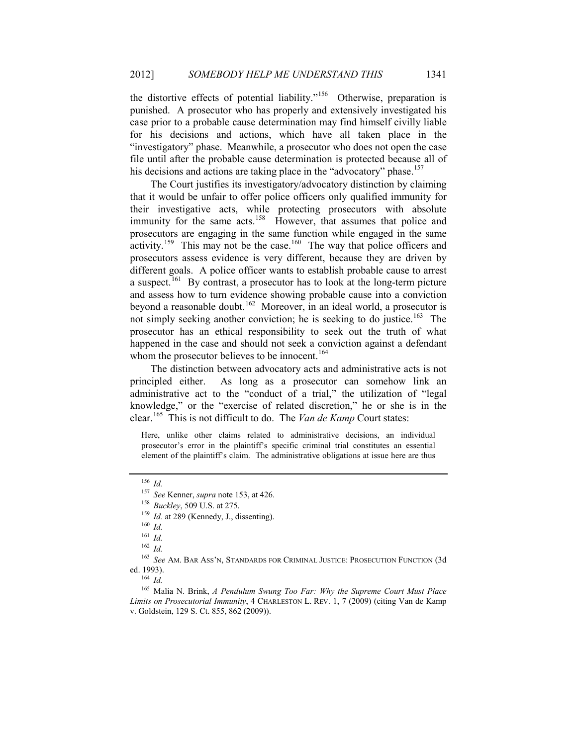the distortive effects of potential liability."[156] Otherwise, preparation is punished. A prosecutor who has properly and extensively investigated his case prior to a probable cause determination may find himself civilly liable for his decisions and actions, which have all taken place in the "investigatory" phase. Meanwhile, a prosecutor who does not open the case file until after the probable cause determination is protected because all of his decisions and actions are taking place in the "advocatory" phase.[157]

The Court justifies its investigatory/advocatory distinction by claiming that it would be unfair to offer police officers only qualified immunity for their investigative acts, while protecting prosecutors with absolute immunity for the same acts.[158] However, that assumes that police and prosecutors are engaging in the same function while engaged in the same activity.[159] This may not be the case.[160] The way that police officers and prosecutors assess evidence is very different, because they are driven by different goals. A police officer wants to establish probable cause to arrest a suspect.[161] By contrast, a prosecutor has to look at the long-term picture and assess how to turn evidence showing probable cause into a conviction beyond a reasonable doubt.[162] Moreover, in an ideal world, a prosecutor is not simply seeking another conviction; he is seeking to do justice.[163] The prosecutor has an ethical responsibility to seek out the truth of what happened in the case and should not seek a conviction against a defendant whom the prosecutor believes to be innocent.[164]

The distinction between advocatory acts and administrative acts is not principled either. As long as a prosecutor can somehow link an administrative act to the "conduct of a trial," the utilization of "legal knowledge," or the "exercise of related discretion," he or she is in the clear.[165] This is not difficult to do. The *Van de Kamp* Court states:

> Here, unlike other claims related to administrative decisions, an individual prosecutor's error in the plaintiff's specific criminal trial constitutes an essential element of the plaintiff's claim. The administrative obligations at issue here are thus

---

[156] *Id.*

[157] *See* Kenner, *supra* note 153, at 426.

[158] *Buckley*, 509 U.S. at 275.

[159] *Id.* at 289 (Kennedy, J., dissenting).

[160] *Id.*

[161] *Id.*

[162] *Id.*

[163] *See* AM. BAR ASS'N, STANDARDS FOR CRIMINAL JUSTICE: PROSECUTION FUNCTION (3d ed. 1993).

[164] *Id.*

[165] Malia N. Brink, *A Pendulum Swung Too Far: Why the Supreme Court Must Place Limits on Prosecutorial Immunity*, 4 CHARLESTON L. REV. 1, 7 (2009) (citing Van de Kamp v. Goldstein, 129 S. Ct. 855, 862 (2009)).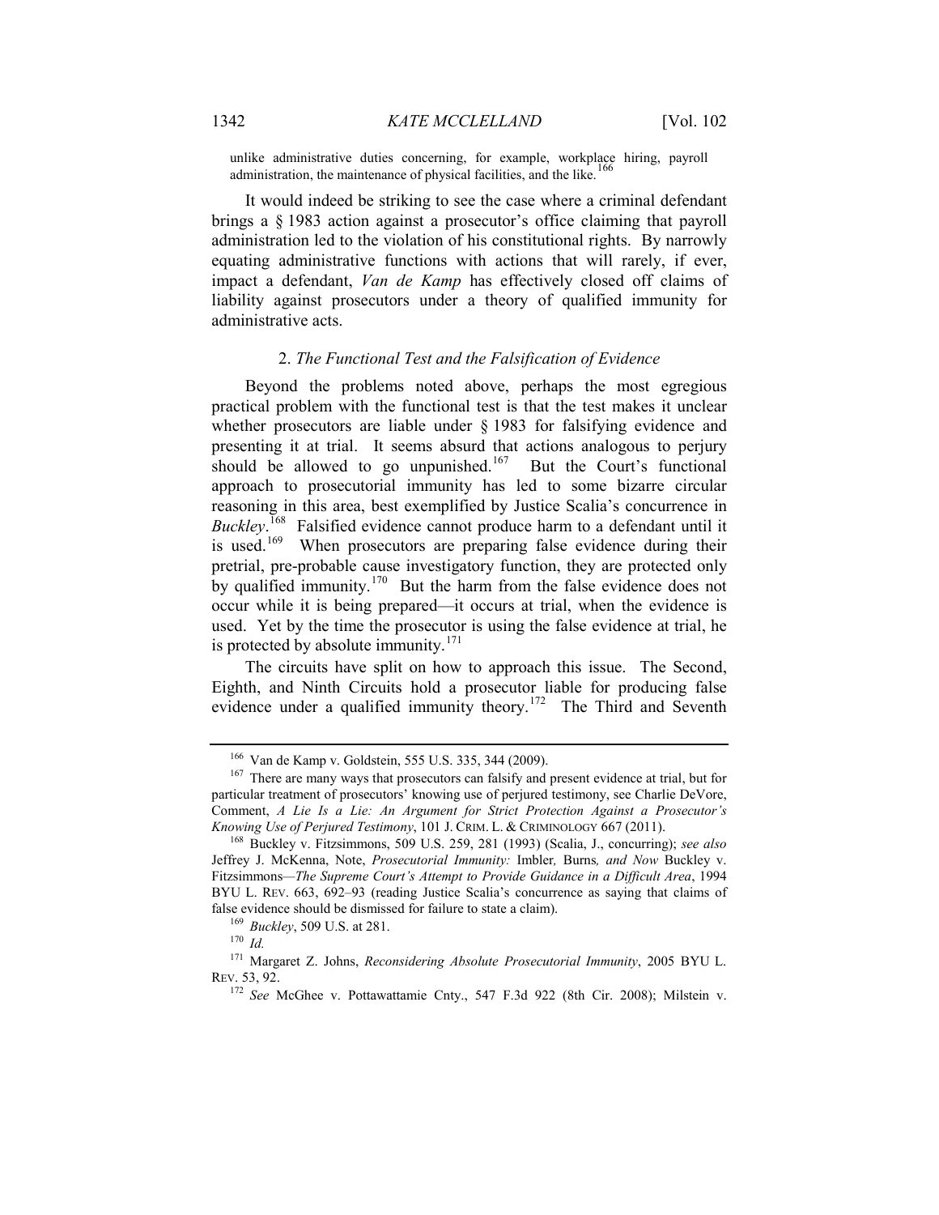unlike administrative duties concerning, for example, workplace hiring, payroll administration, the maintenance of physical facilities, and the like.[166]

It would indeed be striking to see the case where a criminal defendant brings a § 1983 action against a prosecutor's office claiming that payroll administration led to the violation of his constitutional rights. By narrowly equating administrative functions with actions that will rarely, if ever, impact a defendant, *Van de Kamp* has effectively closed off claims of liability against prosecutors under a theory of qualified immunity for administrative acts.

### 2. *The Functional Test and the Falsification of Evidence*

Beyond the problems noted above, perhaps the most egregious practical problem with the functional test is that the test makes it unclear whether prosecutors are liable under § 1983 for falsifying evidence and presenting it at trial. It seems absurd that actions analogous to perjury should be allowed to go unpunished.[167] But the Court's functional approach to prosecutorial immunity has led to some bizarre circular reasoning in this area, best exemplified by Justice Scalia's concurrence in *Buckley*.[168] Falsified evidence cannot produce harm to a defendant until it is used.[169] When prosecutors are preparing false evidence during their pretrial, pre-probable cause investigatory function, they are protected only by qualified immunity.[170] But the harm from the false evidence does not occur while it is being prepared—it occurs at trial, when the evidence is used. Yet by the time the prosecutor is using the false evidence at trial, he is protected by absolute immunity.[171]

The circuits have split on how to approach this issue. The Second, Eighth, and Ninth Circuits hold a prosecutor liable for producing false evidence under a qualified immunity theory.[172] The Third and Seventh

---

[166] Van de Kamp v. Goldstein, 555 U.S. 335, 344 (2009).

[167] There are many ways that prosecutors can falsify and present evidence at trial, but for particular treatment of prosecutors' knowing use of perjured testimony, see Charlie DeVore, Comment, *A Lie Is a Lie: An Argument for Strict Protection Against a Prosecutor's Knowing Use of Perjured Testimony*, 101 J. CRIM. L. & CRIMINOLOGY 667 (2011).

[168] Buckley v. Fitzsimmons, 509 U.S. 259, 281 (1993) (Scalia, J., concurring); *see also* Jeffrey J. McKenna, Note, *Prosecutorial Immunity:* Imbler*,* Burns*, and Now* Buckley v. Fitzsimmons*—The Supreme Court's Attempt to Provide Guidance in a Difficult Area*, 1994 BYU L. REV. 663, 692–93 (reading Justice Scalia's concurrence as saying that claims of false evidence should be dismissed for failure to state a claim).

[169] *Buckley*, 509 U.S. at 281.

[170] *Id.*

[171] Margaret Z. Johns, *Reconsidering Absolute Prosecutorial Immunity*, 2005 BYU L. REV. 53, 92.

[172] *See* McGhee v. Pottawattamie Cnty., 547 F.3d 922 (8th Cir. 2008); Milstein v.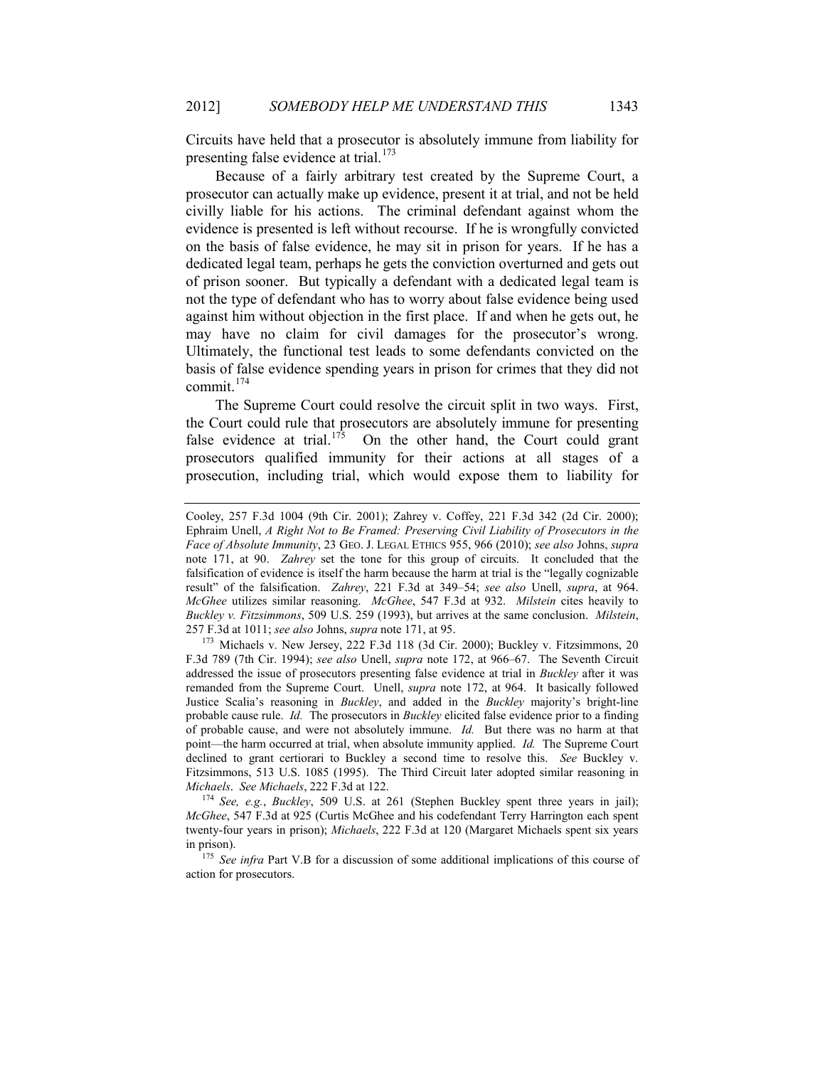Circuits have held that a prosecutor is absolutely immune from liability for presenting false evidence at trial.[173]

Because of a fairly arbitrary test created by the Supreme Court, a prosecutor can actually make up evidence, present it at trial, and not be held civilly liable for his actions. The criminal defendant against whom the evidence is presented is left without recourse. If he is wrongfully convicted on the basis of false evidence, he may sit in prison for years. If he has a dedicated legal team, perhaps he gets the conviction overturned and gets out of prison sooner. But typically a defendant with a dedicated legal team is not the type of defendant who has to worry about false evidence being used against him without objection in the first place. If and when he gets out, he may have no claim for civil damages for the prosecutor's wrong. Ultimately, the functional test leads to some defendants convicted on the basis of false evidence spending years in prison for crimes that they did not commit.[174]

The Supreme Court could resolve the circuit split in two ways. First, the Court could rule that prosecutors are absolutely immune for presenting false evidence at trial.[175] On the other hand, the Court could grant prosecutors qualified immunity for their actions at all stages of a prosecution, including trial, which would expose them to liability for

---

Cooley, 257 F.3d 1004 (9th Cir. 2001); Zahrey v. Coffey, 221 F.3d 342 (2d Cir. 2000); Ephraim Unell, *A Right Not to Be Framed: Preserving Civil Liability of Prosecutors in the Face of Absolute Immunity*, 23 GEO. J. LEGAL ETHICS 955, 966 (2010); *see also* Johns, *supra* note 171, at 90. *Zahrey* set the tone for this group of circuits. It concluded that the falsification of evidence is itself the harm because the harm at trial is the "legally cognizable result" of the falsification. *Zahrey*, 221 F.3d at 349–54; *see also* Unell, *supra*, at 964. *McGhee* utilizes similar reasoning. *McGhee*, 547 F.3d at 932. *Milstein* cites heavily to *Buckley v. Fitzsimmons*, 509 U.S. 259 (1993), but arrives at the same conclusion. *Milstein*, 257 F.3d at 1011; *see also* Johns, *supra* note 171, at 95.

[173] Michaels v. New Jersey, 222 F.3d 118 (3d Cir. 2000); Buckley v. Fitzsimmons, 20 F.3d 789 (7th Cir. 1994); *see also* Unell, *supra* note 172, at 966–67. The Seventh Circuit addressed the issue of prosecutors presenting false evidence at trial in *Buckley* after it was remanded from the Supreme Court. Unell, *supra* note 172, at 964. It basically followed Justice Scalia's reasoning in *Buckley*, and added in the *Buckley* majority's bright-line probable cause rule. *Id.* The prosecutors in *Buckley* elicited false evidence prior to a finding of probable cause, and were not absolutely immune. *Id.* But there was no harm at that point—the harm occurred at trial, when absolute immunity applied. *Id.* The Supreme Court declined to grant certiorari to Buckley a second time to resolve this. *See* Buckley v. Fitzsimmons, 513 U.S. 1085 (1995). The Third Circuit later adopted similar reasoning in *Michaels*. *See Michaels*, 222 F.3d at 122.

[174] *See, e.g.*, *Buckley*, 509 U.S. at 261 (Stephen Buckley spent three years in jail); *McGhee*, 547 F.3d at 925 (Curtis McGhee and his codefendant Terry Harrington each spent twenty-four years in prison); *Michaels*, 222 F.3d at 120 (Margaret Michaels spent six years in prison).

[175] *See infra* Part V.B for a discussion of some additional implications of this course of action for prosecutors.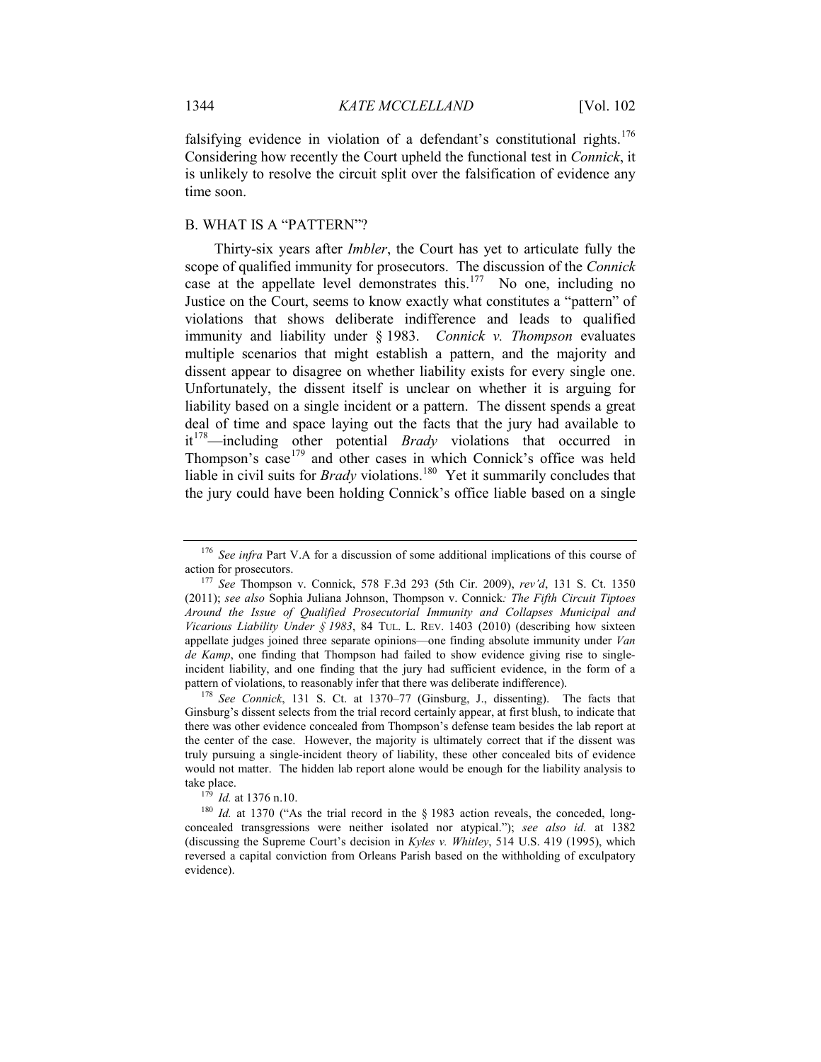falsifying evidence in violation of a defendant's constitutional rights.[176] Considering how recently the Court upheld the functional test in *Connick*, it is unlikely to resolve the circuit split over the falsification of evidence any time soon.

### B. WHAT IS A "PATTERN"?

Thirty-six years after *Imbler*, the Court has yet to articulate fully the scope of qualified immunity for prosecutors. The discussion of the *Connick* case at the appellate level demonstrates this.[177] No one, including no Justice on the Court, seems to know exactly what constitutes a "pattern" of violations that shows deliberate indifference and leads to qualified immunity and liability under § 1983. *Connick v. Thompson* evaluates multiple scenarios that might establish a pattern, and the majority and dissent appear to disagree on whether liability exists for every single one. Unfortunately, the dissent itself is unclear on whether it is arguing for liability based on a single incident or a pattern. The dissent spends a great deal of time and space laying out the facts that the jury had available to it[178]—including other potential *Brady* violations that occurred in Thompson's case[179] and other cases in which Connick's office was held liable in civil suits for *Brady* violations.[180] Yet it summarily concludes that the jury could have been holding Connick's office liable based on a single

---

[176] *See infra* Part V.A for a discussion of some additional implications of this course of action for prosecutors.

[177] *See* Thompson v. Connick, 578 F.3d 293 (5th Cir. 2009), *rev'd*, 131 S. Ct. 1350 (2011); *see also* Sophia Juliana Johnson, Thompson v. Connick*: The Fifth Circuit Tiptoes Around the Issue of Qualified Prosecutorial Immunity and Collapses Municipal and Vicarious Liability Under § 1983*, 84 TUL. L. REV. 1403 (2010) (describing how sixteen appellate judges joined three separate opinions—one finding absolute immunity under *Van de Kamp*, one finding that Thompson had failed to show evidence giving rise to single-incident liability, and one finding that the jury had sufficient evidence, in the form of a pattern of violations, to reasonably infer that there was deliberate indifference).

[178] *See Connick*, 131 S. Ct. at 1370–77 (Ginsburg, J., dissenting). The facts that Ginsburg's dissent selects from the trial record certainly appear, at first blush, to indicate that there was other evidence concealed from Thompson's defense team besides the lab report at the center of the case. However, the majority is ultimately correct that if the dissent was truly pursuing a single-incident theory of liability, these other concealed bits of evidence would not matter. The hidden lab report alone would be enough for the liability analysis to take place.

[179] *Id.* at 1376 n.10.

[180] *Id.* at 1370 ("As the trial record in the § 1983 action reveals, the conceded, long-concealed transgressions were neither isolated nor atypical."); *see also id.* at 1382 (discussing the Supreme Court's decision in *Kyles v. Whitley*, 514 U.S. 419 (1995), which reversed a capital conviction from Orleans Parish based on the withholding of exculpatory evidence).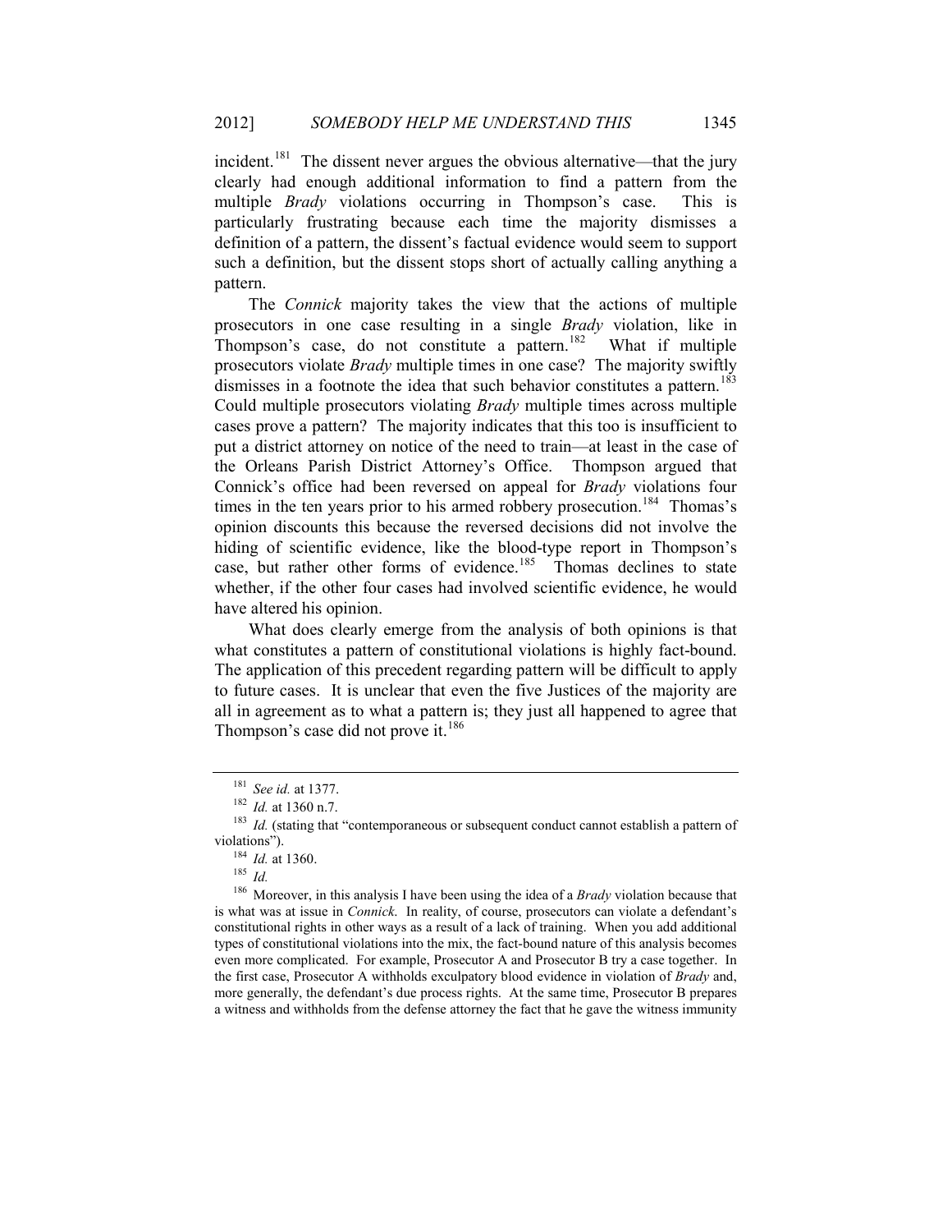incident.[181] The dissent never argues the obvious alternative—that the jury clearly had enough additional information to find a pattern from the multiple *Brady* violations occurring in Thompson's case. This is particularly frustrating because each time the majority dismisses a definition of a pattern, the dissent's factual evidence would seem to support such a definition, but the dissent stops short of actually calling anything a pattern.

The *Connick* majority takes the view that the actions of multiple prosecutors in one case resulting in a single *Brady* violation, like in Thompson's case, do not constitute a pattern.[182] What if multiple prosecutors violate *Brady* multiple times in one case? The majority swiftly dismisses in a footnote the idea that such behavior constitutes a pattern.[183] Could multiple prosecutors violating *Brady* multiple times across multiple cases prove a pattern? The majority indicates that this too is insufficient to put a district attorney on notice of the need to train—at least in the case of the Orleans Parish District Attorney's Office. Thompson argued that Connick's office had been reversed on appeal for *Brady* violations four times in the ten years prior to his armed robbery prosecution.[184] Thomas's opinion discounts this because the reversed decisions did not involve the hiding of scientific evidence, like the blood-type report in Thompson's case, but rather other forms of evidence.[185] Thomas declines to state whether, if the other four cases had involved scientific evidence, he would have altered his opinion.

What does clearly emerge from the analysis of both opinions is that what constitutes a pattern of constitutional violations is highly fact-bound. The application of this precedent regarding pattern will be difficult to apply to future cases. It is unclear that even the five Justices of the majority are all in agreement as to what a pattern is; they just all happened to agree that Thompson's case did not prove it.[186]

---

[181] *See id.* at 1377.

[182] *Id.* at 1360 n.7.

[183] *Id.* (stating that "contemporaneous or subsequent conduct cannot establish a pattern of violations").

[184] *Id.* at 1360.

[185] *Id.*

[186] Moreover, in this analysis I have been using the idea of a *Brady* violation because that is what was at issue in *Connick*. In reality, of course, prosecutors can violate a defendant's constitutional rights in other ways as a result of a lack of training. When you add additional types of constitutional violations into the mix, the fact-bound nature of this analysis becomes even more complicated. For example, Prosecutor A and Prosecutor B try a case together. In the first case, Prosecutor A withholds exculpatory blood evidence in violation of *Brady* and, more generally, the defendant's due process rights. At the same time, Prosecutor B prepares a witness and withholds from the defense attorney the fact that he gave the witness immunity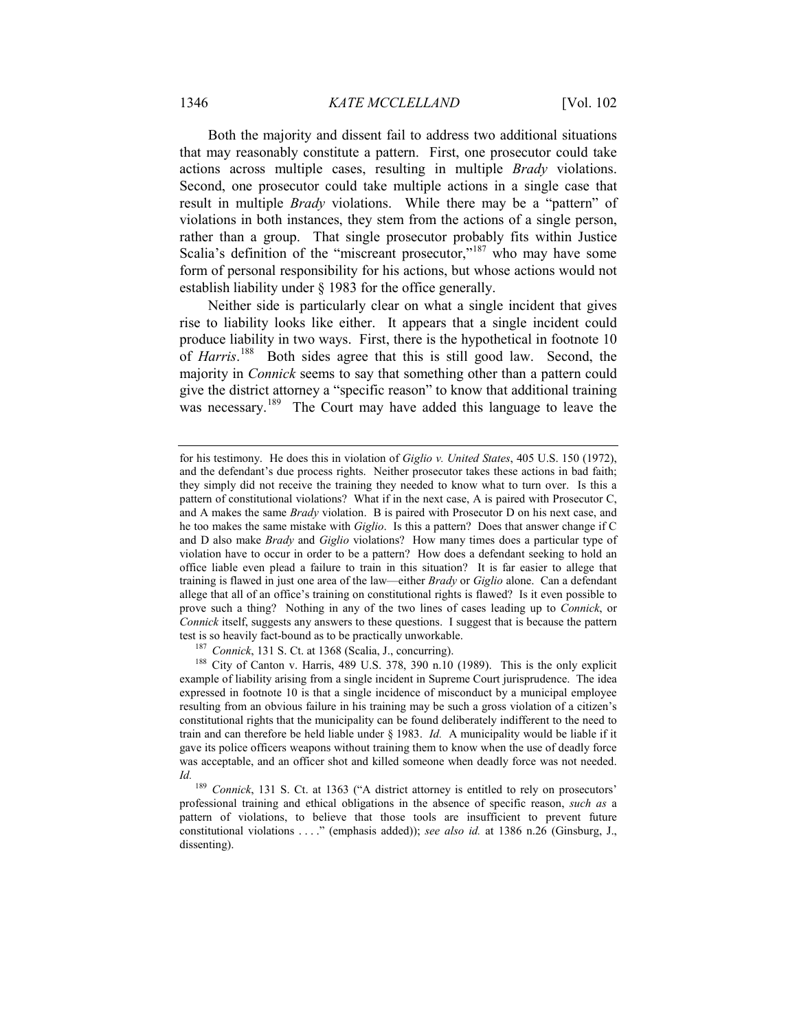Both the majority and dissent fail to address two additional situations that may reasonably constitute a pattern. First, one prosecutor could take actions across multiple cases, resulting in multiple *Brady* violations. Second, one prosecutor could take multiple actions in a single case that result in multiple *Brady* violations. While there may be a "pattern" of violations in both instances, they stem from the actions of a single person, rather than a group. That single prosecutor probably fits within Justice Scalia's definition of the "miscreant prosecutor,"[187] who may have some form of personal responsibility for his actions, but whose actions would not establish liability under § 1983 for the office generally.

Neither side is particularly clear on what a single incident that gives rise to liability looks like either. It appears that a single incident could produce liability in two ways. First, there is the hypothetical in footnote 10 of *Harris*.[188] Both sides agree that this is still good law. Second, the majority in *Connick* seems to say that something other than a pattern could give the district attorney a "specific reason" to know that additional training was necessary.[189] The Court may have added this language to leave the

---

for his testimony. He does this in violation of *Giglio v. United States*, 405 U.S. 150 (1972), and the defendant's due process rights. Neither prosecutor takes these actions in bad faith; they simply did not receive the training they needed to know what to turn over. Is this a pattern of constitutional violations? What if in the next case, A is paired with Prosecutor C, and A makes the same *Brady* violation. B is paired with Prosecutor D on his next case, and he too makes the same mistake with *Giglio*. Is this a pattern? Does that answer change if C and D also make *Brady* and *Giglio* violations? How many times does a particular type of violation have to occur in order to be a pattern? How does a defendant seeking to hold an office liable even plead a failure to train in this situation? It is far easier to allege that training is flawed in just one area of the law—either *Brady* or *Giglio* alone. Can a defendant allege that all of an office's training on constitutional rights is flawed? Is it even possible to prove such a thing? Nothing in any of the two lines of cases leading up to *Connick*, or *Connick* itself, suggests any answers to these questions. I suggest that is because the pattern test is so heavily fact-bound as to be practically unworkable.

[187] *Connick*, 131 S. Ct. at 1368 (Scalia, J., concurring).

[188] City of Canton v. Harris, 489 U.S. 378, 390 n.10 (1989). This is the only explicit example of liability arising from a single incident in Supreme Court jurisprudence. The idea expressed in footnote 10 is that a single incidence of misconduct by a municipal employee resulting from an obvious failure in his training may be such a gross violation of a citizen's constitutional rights that the municipality can be found deliberately indifferent to the need to train and can therefore be held liable under § 1983. *Id.* A municipality would be liable if it gave its police officers weapons without training them to know when the use of deadly force was acceptable, and an officer shot and killed someone when deadly force was not needed. *Id.*

[189] *Connick*, 131 S. Ct. at 1363 ("A district attorney is entitled to rely on prosecutors' professional training and ethical obligations in the absence of specific reason, *such as* a pattern of violations, to believe that those tools are insufficient to prevent future constitutional violations . . . ." (emphasis added)); *see also id.* at 1386 n.26 (Ginsburg, J., dissenting).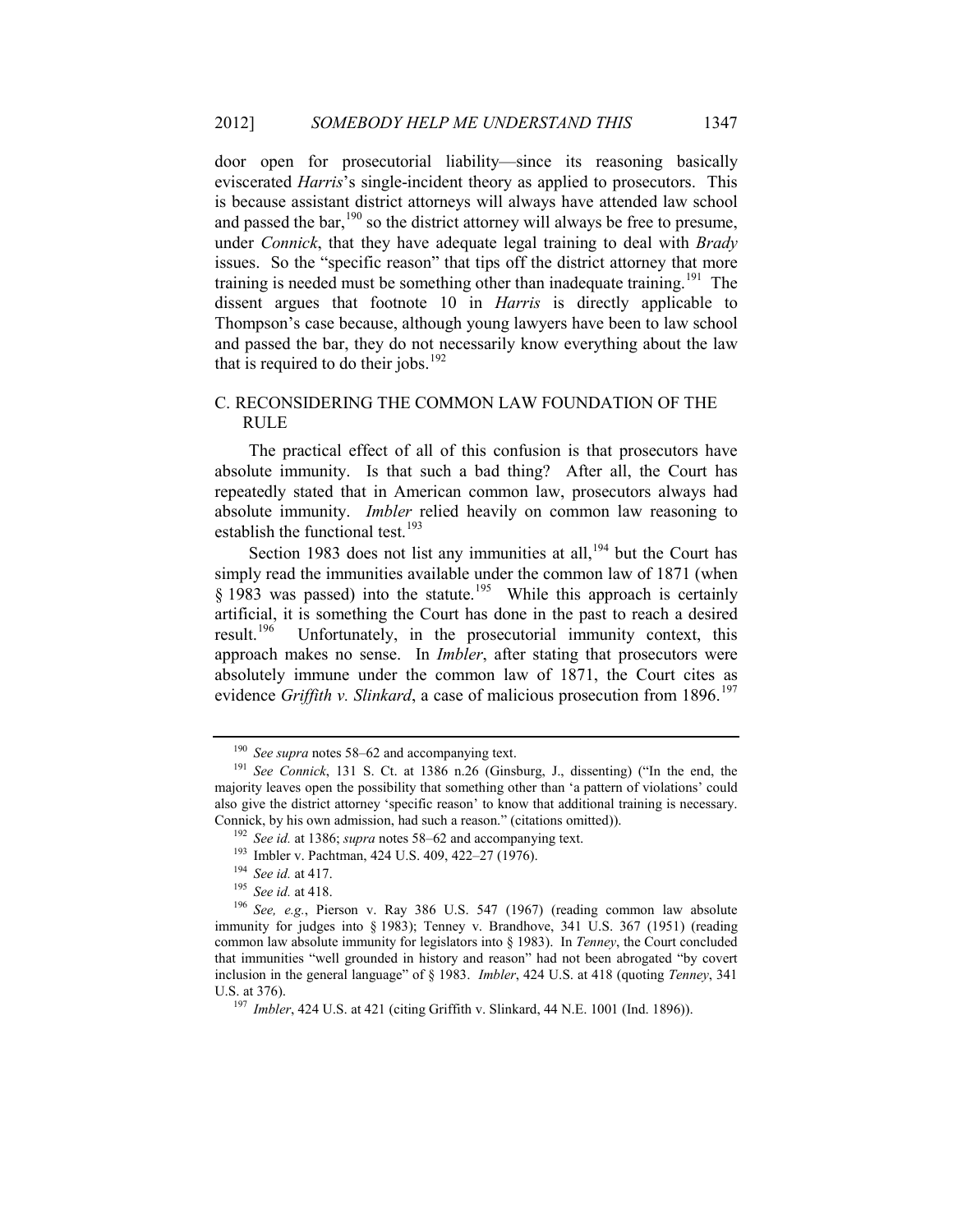door open for prosecutorial liability—since its reasoning basically eviscerated *Harris*'s single-incident theory as applied to prosecutors. This is because assistant district attorneys will always have attended law school and passed the bar,[190] so the district attorney will always be free to presume, under *Connick*, that they have adequate legal training to deal with *Brady* issues. So the "specific reason" that tips off the district attorney that more training is needed must be something other than inadequate training.[191] The dissent argues that footnote 10 in *Harris* is directly applicable to Thompson's case because, although young lawyers have been to law school and passed the bar, they do not necessarily know everything about the law that is required to do their jobs.[192]

### C. RECONSIDERING THE COMMON LAW FOUNDATION OF THE RULE

The practical effect of all of this confusion is that prosecutors have absolute immunity. Is that such a bad thing? After all, the Court has repeatedly stated that in American common law, prosecutors always had absolute immunity. *Imbler* relied heavily on common law reasoning to establish the functional test.[193]

Section 1983 does not list any immunities at all,[194] but the Court has simply read the immunities available under the common law of 1871 (when § 1983 was passed) into the statute.[195] While this approach is certainly artificial, it is something the Court has done in the past to reach a desired result.[196] Unfortunately, in the prosecutorial immunity context, this approach makes no sense. In *Imbler*, after stating that prosecutors were absolutely immune under the common law of 1871, the Court cites as evidence *Griffith v. Slinkard*, a case of malicious prosecution from 1896.[197]

---

[190] *See supra* notes 58–62 and accompanying text.

[191] *See Connick*, 131 S. Ct. at 1386 n.26 (Ginsburg, J., dissenting) ("In the end, the majority leaves open the possibility that something other than 'a pattern of violations' could also give the district attorney 'specific reason' to know that additional training is necessary. Connick, by his own admission, had such a reason." (citations omitted)).

[192] *See id.* at 1386; *supra* notes 58–62 and accompanying text.

[193] Imbler v. Pachtman, 424 U.S. 409, 422–27 (1976).

[194] *See id.* at 417.

[195] *See id.* at 418.

[196] *See, e.g.*, Pierson v. Ray 386 U.S. 547 (1967) (reading common law absolute immunity for judges into § 1983); Tenney v. Brandhove, 341 U.S. 367 (1951) (reading common law absolute immunity for legislators into § 1983). In *Tenney*, the Court concluded that immunities "well grounded in history and reason" had not been abrogated "by covert inclusion in the general language" of § 1983. *Imbler*, 424 U.S. at 418 (quoting *Tenney*, 341 U.S. at 376).

[197] *Imbler*, 424 U.S. at 421 (citing Griffith v. Slinkard, 44 N.E. 1001 (Ind. 1896)).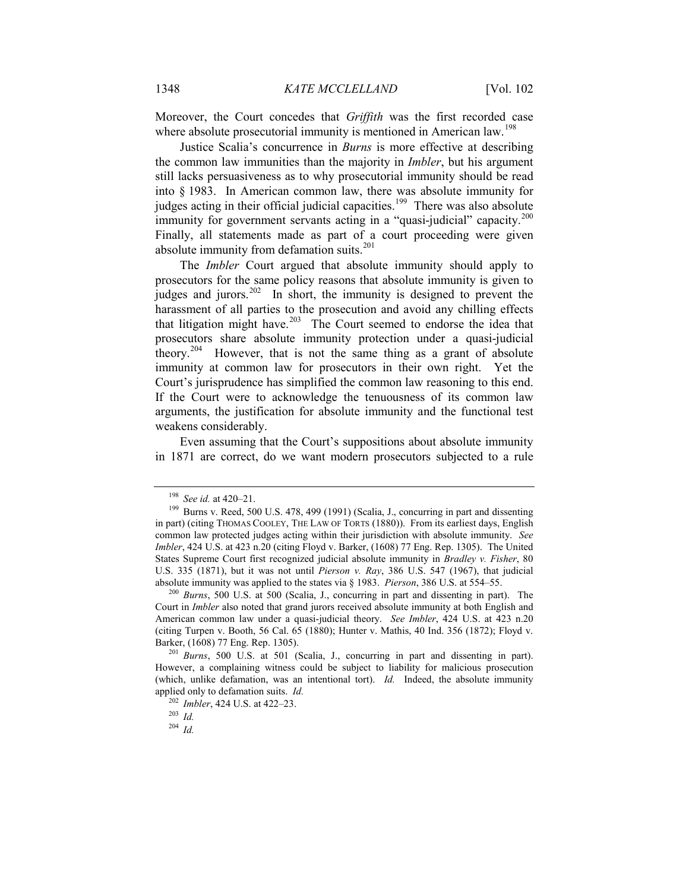Moreover, the Court concedes that *Griffith* was the first recorded case where absolute prosecutorial immunity is mentioned in American law.[198]

Justice Scalia's concurrence in *Burns* is more effective at describing the common law immunities than the majority in *Imbler*, but his argument still lacks persuasiveness as to why prosecutorial immunity should be read into § 1983. In American common law, there was absolute immunity for judges acting in their official judicial capacities.[199] There was also absolute immunity for government servants acting in a "quasi-judicial" capacity.[200] Finally, all statements made as part of a court proceeding were given absolute immunity from defamation suits.[201]

The *Imbler* Court argued that absolute immunity should apply to prosecutors for the same policy reasons that absolute immunity is given to judges and jurors.[202] In short, the immunity is designed to prevent the harassment of all parties to the prosecution and avoid any chilling effects that litigation might have.[203] The Court seemed to endorse the idea that prosecutors share absolute immunity protection under a quasi-judicial theory.[204] However, that is not the same thing as a grant of absolute immunity at common law for prosecutors in their own right. Yet the Court's jurisprudence has simplified the common law reasoning to this end. If the Court were to acknowledge the tenuousness of its common law arguments, the justification for absolute immunity and the functional test weakens considerably.

Even assuming that the Court's suppositions about absolute immunity in 1871 are correct, do we want modern prosecutors subjected to a rule

---

[198] *See id.* at 420–21.

[199] Burns v. Reed, 500 U.S. 478, 499 (1991) (Scalia, J., concurring in part and dissenting in part) (citing THOMAS COOLEY, THE LAW OF TORTS (1880)). From its earliest days, English common law protected judges acting within their jurisdiction with absolute immunity. *See Imbler*, 424 U.S. at 423 n.20 (citing Floyd v. Barker, (1608) 77 Eng. Rep. 1305). The United States Supreme Court first recognized judicial absolute immunity in *Bradley v. Fisher*, 80 U.S. 335 (1871), but it was not until *Pierson v. Ray*, 386 U.S. 547 (1967), that judicial absolute immunity was applied to the states via § 1983. *Pierson*, 386 U.S. at 554–55.

[200] *Burns*, 500 U.S. at 500 (Scalia, J., concurring in part and dissenting in part). The Court in *Imbler* also noted that grand jurors received absolute immunity at both English and American common law under a quasi-judicial theory. *See Imbler*, 424 U.S. at 423 n.20 (citing Turpen v. Booth, 56 Cal. 65 (1880); Hunter v. Mathis, 40 Ind. 356 (1872); Floyd v. Barker, (1608) 77 Eng. Rep. 1305).

[201] *Burns*, 500 U.S. at 501 (Scalia, J., concurring in part and dissenting in part). However, a complaining witness could be subject to liability for malicious prosecution (which, unlike defamation, was an intentional tort). *Id.* Indeed, the absolute immunity applied only to defamation suits. *Id.*

[202] *Imbler*, 424 U.S. at 422–23.

[203] *Id.*

[204] *Id.*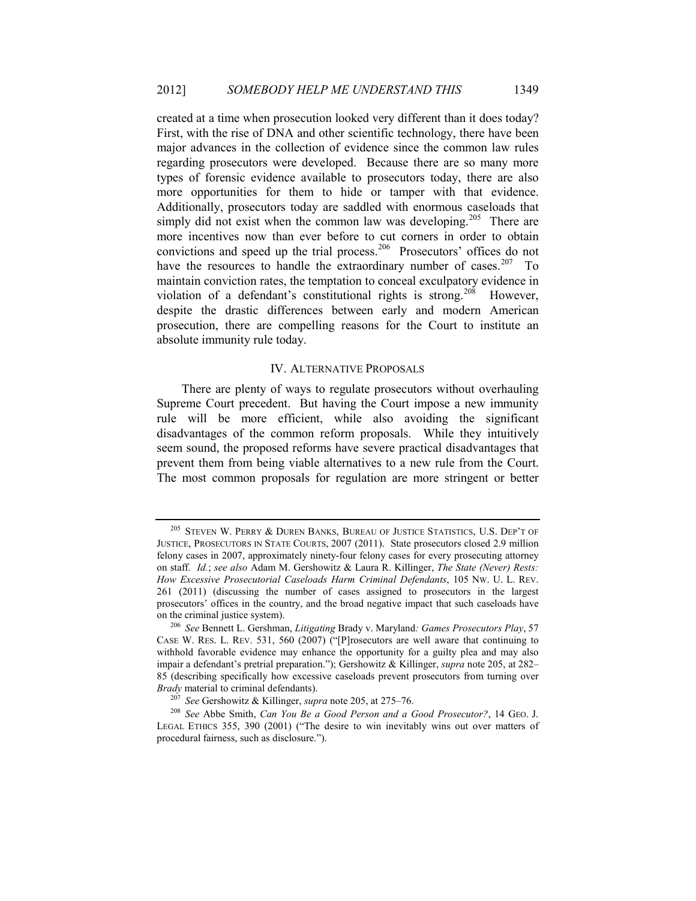created at a time when prosecution looked very different than it does today? First, with the rise of DNA and other scientific technology, there have been major advances in the collection of evidence since the common law rules regarding prosecutors were developed. Because there are so many more types of forensic evidence available to prosecutors today, there are also more opportunities for them to hide or tamper with that evidence. Additionally, prosecutors today are saddled with enormous caseloads that simply did not exist when the common law was developing.[205] There are more incentives now than ever before to cut corners in order to obtain convictions and speed up the trial process.[206] Prosecutors' offices do not have the resources to handle the extraordinary number of cases.[207] To maintain conviction rates, the temptation to conceal exculpatory evidence in violation of a defendant's constitutional rights is strong.[208] However, despite the drastic differences between early and modern American prosecution, there are compelling reasons for the Court to institute an absolute immunity rule today.

## IV. ALTERNATIVE PROPOSALS

There are plenty of ways to regulate prosecutors without overhauling Supreme Court precedent. But having the Court impose a new immunity rule will be more efficient, while also avoiding the significant disadvantages of the common reform proposals. While they intuitively seem sound, the proposed reforms have severe practical disadvantages that prevent them from being viable alternatives to a new rule from the Court. The most common proposals for regulation are more stringent or better

---

[205] STEVEN W. PERRY & DUREN BANKS, BUREAU OF JUSTICE STATISTICS, U.S. DEP'T OF JUSTICE, PROSECUTORS IN STATE COURTS, 2007 (2011). State prosecutors closed 2.9 million felony cases in 2007, approximately ninety-four felony cases for every prosecuting attorney on staff. *Id.*; *see also* Adam M. Gershowitz & Laura R. Killinger, *The State (Never) Rests: How Excessive Prosecutorial Caseloads Harm Criminal Defendants*, 105 NW. U. L. REV. 261 (2011) (discussing the number of cases assigned to prosecutors in the largest prosecutors' offices in the country, and the broad negative impact that such caseloads have on the criminal justice system).

[206] *See* Bennett L. Gershman, *Litigating* Brady v. Maryland*: Games Prosecutors Play*, 57 CASE W. RES. L. REV. 531, 560 (2007) ("[P]rosecutors are well aware that continuing to withhold favorable evidence may enhance the opportunity for a guilty plea and may also impair a defendant's pretrial preparation."); Gershowitz & Killinger, *supra* note 205, at 282–85 (describing specifically how excessive caseloads prevent prosecutors from turning over *Brady* material to criminal defendants).

[207] *See* Gershowitz & Killinger, *supra* note 205, at 275–76.

[208] *See* Abbe Smith, *Can You Be a Good Person and a Good Prosecutor?*, 14 GEO. J. LEGAL ETHICS 355, 390 (2001) ("The desire to win inevitably wins out over matters of procedural fairness, such as disclosure.").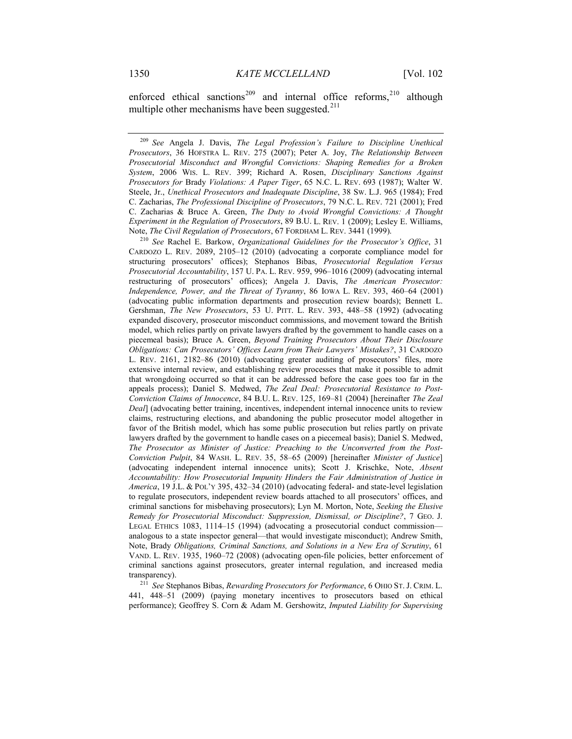enforced ethical sanctions[209] and internal office reforms,[210] although multiple other mechanisms have been suggested.[211]

---

[209] *See* Angela J. Davis, *The Legal Profession's Failure to Discipline Unethical Prosecutors*, 36 HOFSTRA L. REV. 275 (2007); Peter A. Joy, *The Relationship Between Prosecutorial Misconduct and Wrongful Convictions: Shaping Remedies for a Broken System*, 2006 WIS. L. REV. 399; Richard A. Rosen, *Disciplinary Sanctions Against Prosecutors for* Brady *Violations: A Paper Tiger*, 65 N.C. L. REV. 693 (1987); Walter W. Steele, Jr., *Unethical Prosecutors and Inadequate Discipline*, 38 SW. L.J. 965 (1984); Fred C. Zacharias, *The Professional Discipline of Prosecutors*, 79 N.C. L. REV. 721 (2001); Fred C. Zacharias & Bruce A. Green, *The Duty to Avoid Wrongful Convictions: A Thought Experiment in the Regulation of Prosecutors*, 89 B.U. L. REV. 1 (2009); Lesley E. Williams, Note, *The Civil Regulation of Prosecutors*, 67 FORDHAM L. REV. 3441 (1999).

[210] *See* Rachel E. Barkow, *Organizational Guidelines for the Prosecutor's Office*, 31 CARDOZO L. REV. 2089, 2105–12 (2010) (advocating a corporate compliance model for structuring prosecutors' offices); Stephanos Bibas, *Prosecutorial Regulation Versus Prosecutorial Accountability*, 157 U. PA. L. REV. 959, 996–1016 (2009) (advocating internal restructuring of prosecutors' offices); Angela J. Davis, *The American Prosecutor: Independence, Power, and the Threat of Tyranny*, 86 IOWA L. REV. 393, 460–64 (2001) (advocating public information departments and prosecution review boards); Bennett L. Gershman, *The New Prosecutors*, 53 U. PITT. L. REV. 393, 448–58 (1992) (advocating expanded discovery, prosecutor misconduct commissions, and movement toward the British model, which relies partly on private lawyers drafted by the government to handle cases on a piecemeal basis); Bruce A. Green, *Beyond Training Prosecutors About Their Disclosure Obligations: Can Prosecutors' Offices Learn from Their Lawyers' Mistakes?*, 31 CARDOZO L. REV. 2161, 2182–86 (2010) (advocating greater auditing of prosecutors' files, more extensive internal review, and establishing review processes that make it possible to admit that wrongdoing occurred so that it can be addressed before the case goes too far in the appeals process); Daniel S. Medwed, *The Zeal Deal: Prosecutorial Resistance to Post-Conviction Claims of Innocence*, 84 B.U. L. REV. 125, 169–81 (2004) [hereinafter *The Zeal Deal*] (advocating better training, incentives, independent internal innocence units to review claims, restructuring elections, and abandoning the public prosecutor model altogether in favor of the British model, which has some public prosecution but relies partly on private lawyers drafted by the government to handle cases on a piecemeal basis); Daniel S. Medwed, *The Prosecutor as Minister of Justice: Preaching to the Unconverted from the Post-Conviction Pulpit*, 84 WASH. L. REV. 35, 58–65 (2009) [hereinafter *Minister of Justice*] (advocating independent internal innocence units); Scott J. Krischke, Note, *Absent Accountability: How Prosecutorial Impunity Hinders the Fair Administration of Justice in America*, 19 J.L. & POL'Y 395, 432–34 (2010) (advocating federal- and state-level legislation to regulate prosecutors, independent review boards attached to all prosecutors' offices, and criminal sanctions for misbehaving prosecutors); Lyn M. Morton, Note, *Seeking the Elusive Remedy for Prosecutorial Misconduct: Suppression, Dismissal, or Discipline?*, 7 GEO. J. LEGAL ETHICS 1083, 1114–15 (1994) (advocating a prosecutorial conduct commission—analogous to a state inspector general—that would investigate misconduct); Andrew Smith, Note, Brady *Obligations, Criminal Sanctions, and Solutions in a New Era of Scrutiny*, 61 VAND. L. REV. 1935, 1960–72 (2008) (advocating open-file policies, better enforcement of criminal sanctions against prosecutors, greater internal regulation, and increased media transparency).

[211] *See* Stephanos Bibas, *Rewarding Prosecutors for Performance*, 6 OHIO ST. J. CRIM. L. 441, 448–51 (2009) (paying monetary incentives to prosecutors based on ethical performance); Geoffrey S. Corn & Adam M. Gershowitz, *Imputed Liability for Supervising*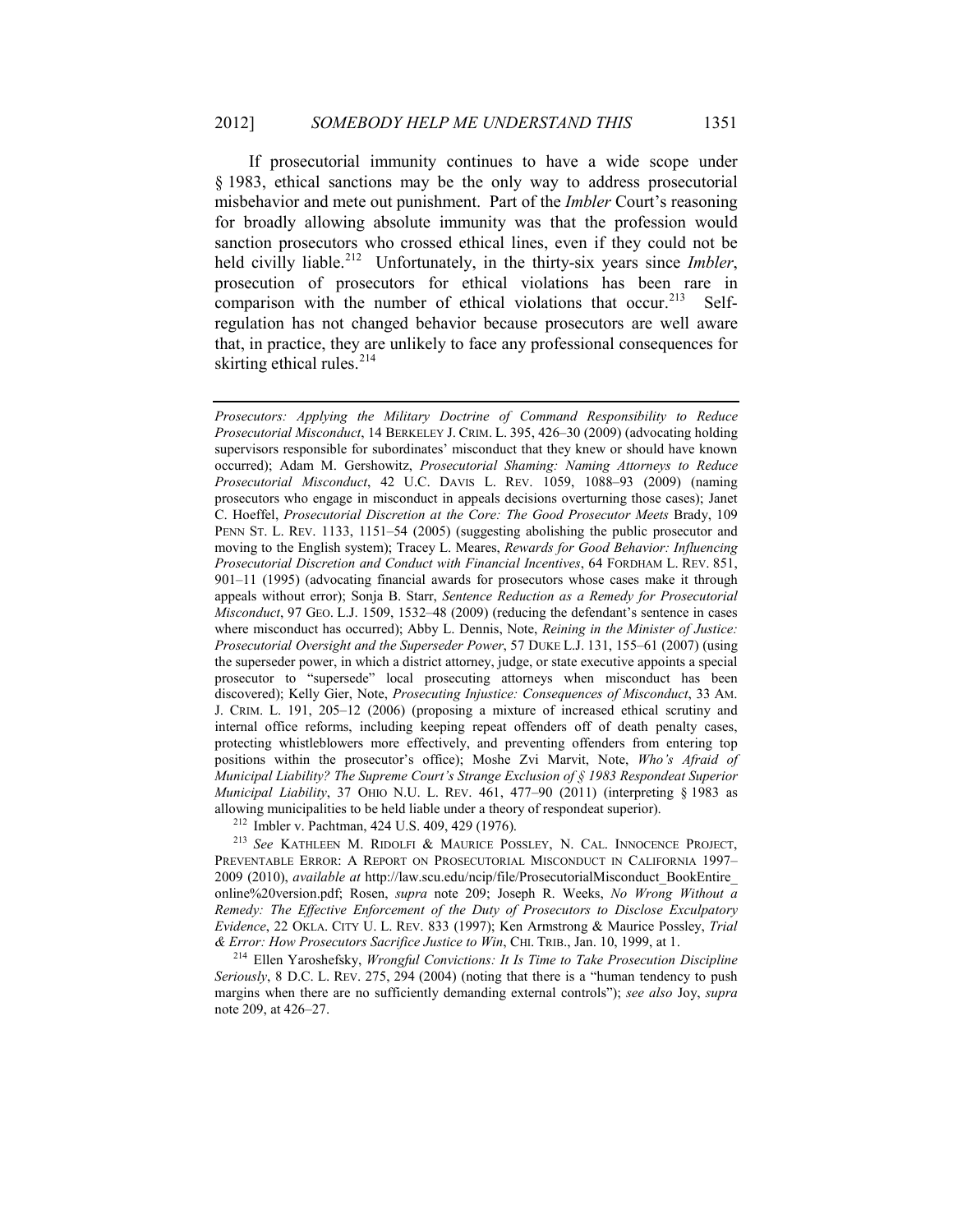If prosecutorial immunity continues to have a wide scope under § 1983, ethical sanctions may be the only way to address prosecutorial misbehavior and mete out punishment. Part of the *Imbler* Court's reasoning for broadly allowing absolute immunity was that the profession would sanction prosecutors who crossed ethical lines, even if they could not be held civilly liable.[212] Unfortunately, in the thirty-six years since *Imbler*, prosecution of prosecutors for ethical violations has been rare in comparison with the number of ethical violations that occur.[213] Self-regulation has not changed behavior because prosecutors are well aware that, in practice, they are unlikely to face any professional consequences for skirting ethical rules.[214]

---

*Prosecutors: Applying the Military Doctrine of Command Responsibility to Reduce Prosecutorial Misconduct*, 14 BERKELEY J. CRIM. L. 395, 426–30 (2009) (advocating holding supervisors responsible for subordinates' misconduct that they knew or should have known occurred); Adam M. Gershowitz, *Prosecutorial Shaming: Naming Attorneys to Reduce Prosecutorial Misconduct*, 42 U.C. DAVIS L. REV. 1059, 1088–93 (2009) (naming prosecutors who engage in misconduct in appeals decisions overturning those cases); Janet C. Hoeffel, *Prosecutorial Discretion at the Core: The Good Prosecutor Meets* Brady, 109 PENN ST. L. REV. 1133, 1151–54 (2005) (suggesting abolishing the public prosecutor and moving to the English system); Tracey L. Meares, *Rewards for Good Behavior: Influencing Prosecutorial Discretion and Conduct with Financial Incentives*, 64 FORDHAM L. REV. 851, 901–11 (1995) (advocating financial awards for prosecutors whose cases make it through appeals without error); Sonja B. Starr, *Sentence Reduction as a Remedy for Prosecutorial Misconduct*, 97 GEO. L.J. 1509, 1532–48 (2009) (reducing the defendant's sentence in cases where misconduct has occurred); Abby L. Dennis, Note, *Reining in the Minister of Justice: Prosecutorial Oversight and the Superseder Power*, 57 DUKE L.J. 131, 155–61 (2007) (using the superseder power, in which a district attorney, judge, or state executive appoints a special prosecutor to "supersede" local prosecuting attorneys when misconduct has been discovered); Kelly Gier, Note, *Prosecuting Injustice: Consequences of Misconduct*, 33 AM. J. CRIM. L. 191, 205–12 (2006) (proposing a mixture of increased ethical scrutiny and internal office reforms, including keeping repeat offenders off of death penalty cases, protecting whistleblowers more effectively, and preventing offenders from entering top positions within the prosecutor's office); Moshe Zvi Marvit, Note, *Who's Afraid of Municipal Liability? The Supreme Court's Strange Exclusion of § 1983 Respondeat Superior Municipal Liability*, 37 OHIO N.U. L. REV. 461, 477–90 (2011) (interpreting § 1983 as allowing municipalities to be held liable under a theory of respondeat superior).

[212] Imbler v. Pachtman, 424 U.S. 409, 429 (1976).

[213] *See* KATHLEEN M. RIDOLFI & MAURICE POSSLEY, N. CAL. INNOCENCE PROJECT, PREVENTABLE ERROR: A REPORT ON PROSECUTORIAL MISCONDUCT IN CALIFORNIA 1997–2009 (2010), *available at* http://law.scu.edu/ncip/file/ProsecutorialMisconduct_BookEntire_online%20version.pdf; Rosen, *supra* note 209; Joseph R. Weeks, *No Wrong Without a Remedy: The Effective Enforcement of the Duty of Prosecutors to Disclose Exculpatory Evidence*, 22 OKLA. CITY U. L. REV. 833 (1997); Ken Armstrong & Maurice Possley, *Trial & Error: How Prosecutors Sacrifice Justice to Win*, CHI. TRIB., Jan. 10, 1999, at 1.

[214] Ellen Yaroshefsky, *Wrongful Convictions: It Is Time to Take Prosecution Discipline Seriously*, 8 D.C. L. REV. 275, 294 (2004) (noting that there is a "human tendency to push margins when there are no sufficiently demanding external controls"); *see also* Joy, *supra* note 209, at 426–27.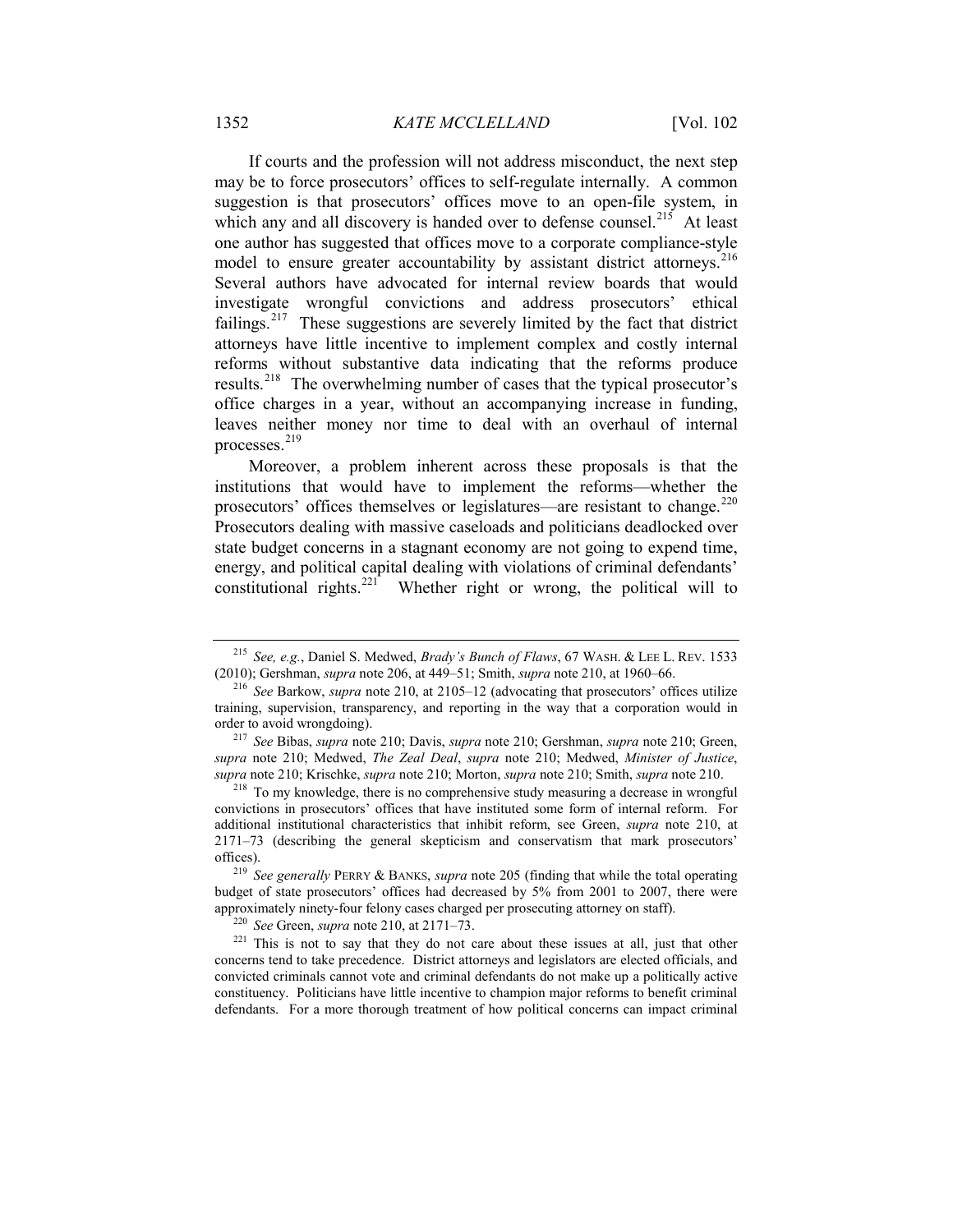If courts and the profession will not address misconduct, the next step may be to force prosecutors' offices to self-regulate internally. A common suggestion is that prosecutors' offices move to an open-file system, in which any and all discovery is handed over to defense counsel.[215] At least one author has suggested that offices move to a corporate compliance-style model to ensure greater accountability by assistant district attorneys.[216] Several authors have advocated for internal review boards that would investigate wrongful convictions and address prosecutors' ethical failings.[217] These suggestions are severely limited by the fact that district attorneys have little incentive to implement complex and costly internal reforms without substantive data indicating that the reforms produce results.[218] The overwhelming number of cases that the typical prosecutor's office charges in a year, without an accompanying increase in funding, leaves neither money nor time to deal with an overhaul of internal processes.[219]

Moreover, a problem inherent across these proposals is that the institutions that would have to implement the reforms—whether the prosecutors' offices themselves or legislatures—are resistant to change.[220] Prosecutors dealing with massive caseloads and politicians deadlocked over state budget concerns in a stagnant economy are not going to expend time, energy, and political capital dealing with violations of criminal defendants' constitutional rights.[221] Whether right or wrong, the political will to

---

[215] *See, e.g.*, Daniel S. Medwed, *Brady's Bunch of Flaws*, 67 WASH. & LEE L. REV. 1533 (2010); Gershman, *supra* note 206, at 449–51; Smith, *supra* note 210, at 1960–66.

[216] *See* Barkow, *supra* note 210, at 2105–12 (advocating that prosecutors' offices utilize training, supervision, transparency, and reporting in the way that a corporation would in order to avoid wrongdoing).

[217] *See* Bibas, *supra* note 210; Davis, *supra* note 210; Gershman, *supra* note 210; Green, *supra* note 210; Medwed, *The Zeal Deal*, *supra* note 210; Medwed, *Minister of Justice*, *supra* note 210; Krischke, *supra* note 210; Morton, *supra* note 210; Smith, *supra* note 210.

[218] To my knowledge, there is no comprehensive study measuring a decrease in wrongful convictions in prosecutors' offices that have instituted some form of internal reform. For additional institutional characteristics that inhibit reform, see Green, *supra* note 210, at 2171–73 (describing the general skepticism and conservatism that mark prosecutors' offices).

[219] *See generally* PERRY & BANKS, *supra* note 205 (finding that while the total operating budget of state prosecutors' offices had decreased by 5% from 2001 to 2007, there were approximately ninety-four felony cases charged per prosecuting attorney on staff).

[220] *See* Green, *supra* note 210, at 2171–73.

[221] This is not to say that they do not care about these issues at all, just that other concerns tend to take precedence. District attorneys and legislators are elected officials, and convicted criminals cannot vote and criminal defendants do not make up a politically active constituency. Politicians have little incentive to champion major reforms to benefit criminal defendants. For a more thorough treatment of how political concerns can impact criminal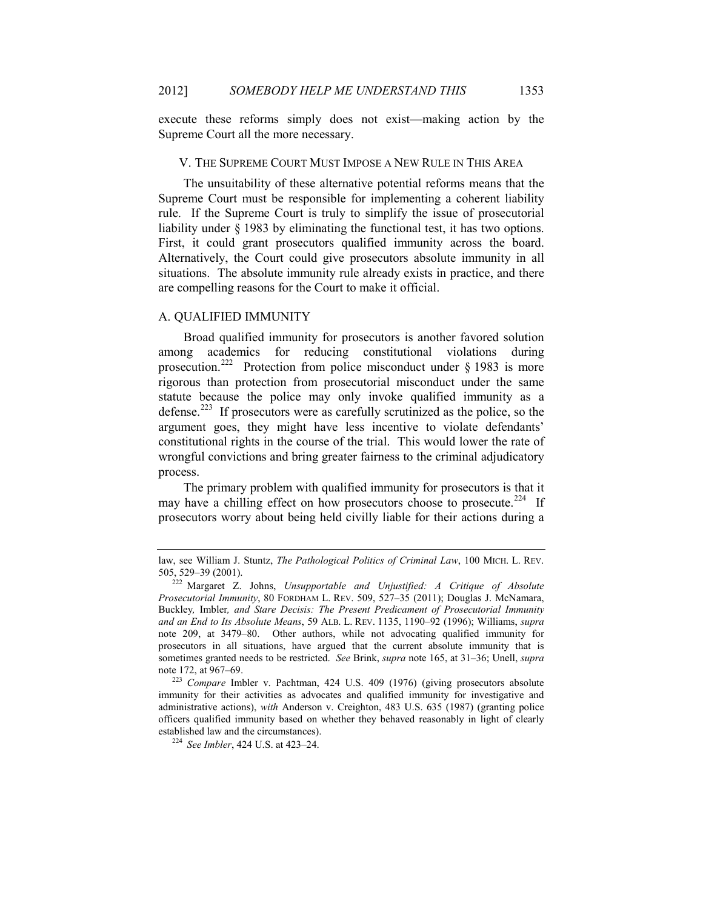execute these reforms simply does not exist—making action by the Supreme Court all the more necessary.

## V. THE SUPREME COURT MUST IMPOSE A NEW RULE IN THIS AREA

The unsuitability of these alternative potential reforms means that the Supreme Court must be responsible for implementing a coherent liability rule. If the Supreme Court is truly to simplify the issue of prosecutorial liability under § 1983 by eliminating the functional test, it has two options. First, it could grant prosecutors qualified immunity across the board. Alternatively, the Court could give prosecutors absolute immunity in all situations. The absolute immunity rule already exists in practice, and there are compelling reasons for the Court to make it official.

### A. QUALIFIED IMMUNITY

Broad qualified immunity for prosecutors is another favored solution among academics for reducing constitutional violations during prosecution.[222] Protection from police misconduct under § 1983 is more rigorous than protection from prosecutorial misconduct under the same statute because the police may only invoke qualified immunity as a defense.[223] If prosecutors were as carefully scrutinized as the police, so the argument goes, they might have less incentive to violate defendants' constitutional rights in the course of the trial. This would lower the rate of wrongful convictions and bring greater fairness to the criminal adjudicatory process.

The primary problem with qualified immunity for prosecutors is that it may have a chilling effect on how prosecutors choose to prosecute.[224] If prosecutors worry about being held civilly liable for their actions during a

---

law, see William J. Stuntz, *The Pathological Politics of Criminal Law*, 100 MICH. L. REV. 505, 529–39 (2001).

[222] Margaret Z. Johns, *Unsupportable and Unjustified: A Critique of Absolute Prosecutorial Immunity*, 80 FORDHAM L. REV. 509, 527–35 (2011); Douglas J. McNamara, Buckley*,* Imbler*, and Stare Decisis: The Present Predicament of Prosecutorial Immunity and an End to Its Absolute Means*, 59 ALB. L. REV. 1135, 1190–92 (1996); Williams, *supra* note 209, at 3479–80. Other authors, while not advocating qualified immunity for prosecutors in all situations, have argued that the current absolute immunity that is sometimes granted needs to be restricted. *See* Brink, *supra* note 165, at 31–36; Unell, *supra* note 172, at 967–69.

[223] *Compare* Imbler v. Pachtman, 424 U.S. 409 (1976) (giving prosecutors absolute immunity for their activities as advocates and qualified immunity for investigative and administrative actions), *with* Anderson v. Creighton, 483 U.S. 635 (1987) (granting police officers qualified immunity based on whether they behaved reasonably in light of clearly established law and the circumstances).

[224] *See Imbler*, 424 U.S. at 423–24.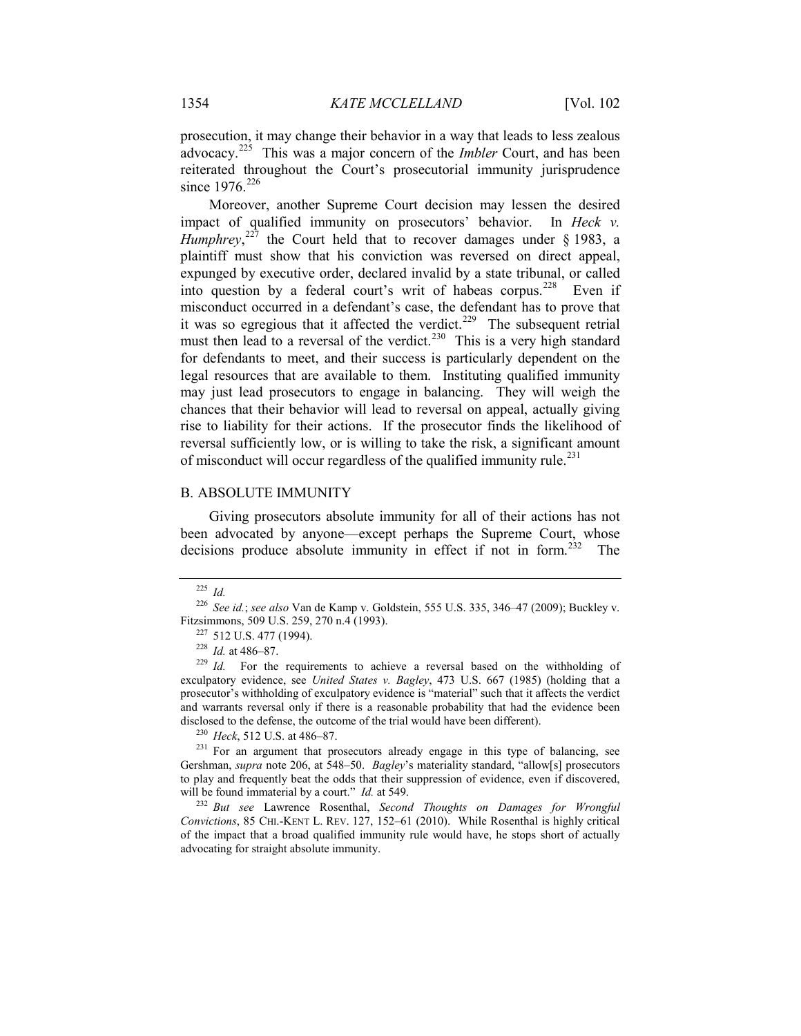prosecution, it may change their behavior in a way that leads to less zealous advocacy.[225] This was a major concern of the *Imbler* Court, and has been reiterated throughout the Court's prosecutorial immunity jurisprudence since 1976.[226]

Moreover, another Supreme Court decision may lessen the desired impact of qualified immunity on prosecutors' behavior. In *Heck v. Humphrey*,[227] the Court held that to recover damages under § 1983, a plaintiff must show that his conviction was reversed on direct appeal, expunged by executive order, declared invalid by a state tribunal, or called into question by a federal court's writ of habeas corpus.[228] Even if misconduct occurred in a defendant's case, the defendant has to prove that it was so egregious that it affected the verdict.[229] The subsequent retrial must then lead to a reversal of the verdict.[230] This is a very high standard for defendants to meet, and their success is particularly dependent on the legal resources that are available to them. Instituting qualified immunity may just lead prosecutors to engage in balancing. They will weigh the chances that their behavior will lead to reversal on appeal, actually giving rise to liability for their actions. If the prosecutor finds the likelihood of reversal sufficiently low, or is willing to take the risk, a significant amount of misconduct will occur regardless of the qualified immunity rule.[231]

### B. ABSOLUTE IMMUNITY

Giving prosecutors absolute immunity for all of their actions has not been advocated by anyone—except perhaps the Supreme Court, whose decisions produce absolute immunity in effect if not in form.[232] The

---

[225] *Id.*

[226] *See id.*; *see also* Van de Kamp v. Goldstein, 555 U.S. 335, 346–47 (2009); Buckley v. Fitzsimmons, 509 U.S. 259, 270 n.4 (1993).

[227] 512 U.S. 477 (1994).

[228] *Id.* at 486–87.

[229] *Id.* For the requirements to achieve a reversal based on the withholding of exculpatory evidence, see *United States v. Bagley*, 473 U.S. 667 (1985) (holding that a prosecutor's withholding of exculpatory evidence is "material" such that it affects the verdict and warrants reversal only if there is a reasonable probability that had the evidence been disclosed to the defense, the outcome of the trial would have been different).

[230] *Heck*, 512 U.S. at 486–87.

[231] For an argument that prosecutors already engage in this type of balancing, see Gershman, *supra* note 206, at 548–50. *Bagley*'s materiality standard, "allow[s] prosecutors to play and frequently beat the odds that their suppression of evidence, even if discovered, will be found immaterial by a court." *Id.* at 549.

[232] *But see* Lawrence Rosenthal, *Second Thoughts on Damages for Wrongful Convictions*, 85 CHI.-KENT L. REV. 127, 152–61 (2010). While Rosenthal is highly critical of the impact that a broad qualified immunity rule would have, he stops short of actually advocating for straight absolute immunity.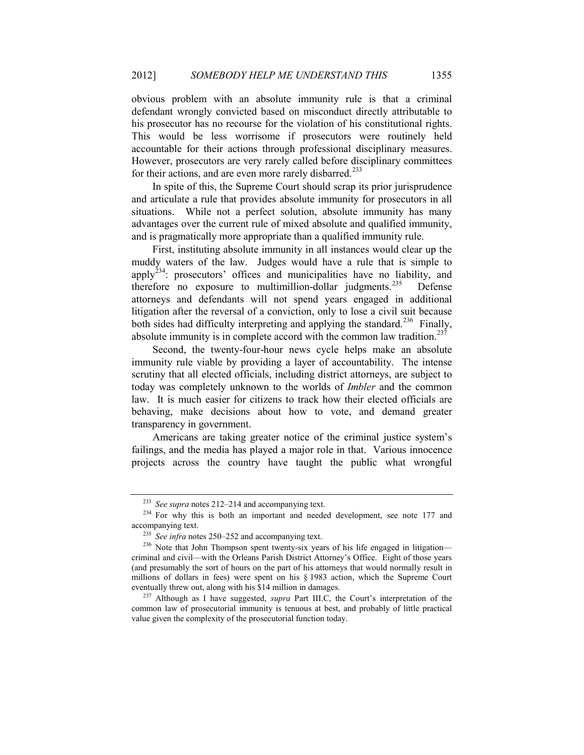obvious problem with an absolute immunity rule is that a criminal defendant wrongly convicted based on misconduct directly attributable to his prosecutor has no recourse for the violation of his constitutional rights. This would be less worrisome if prosecutors were routinely held accountable for their actions through professional disciplinary measures. However, prosecutors are very rarely called before disciplinary committees for their actions, and are even more rarely disbarred.[233]

In spite of this, the Supreme Court should scrap its prior jurisprudence and articulate a rule that provides absolute immunity for prosecutors in all situations. While not a perfect solution, absolute immunity has many advantages over the current rule of mixed absolute and qualified immunity, and is pragmatically more appropriate than a qualified immunity rule.

First, instituting absolute immunity in all instances would clear up the muddy waters of the law. Judges would have a rule that is simple to apply[234]: prosecutors' offices and municipalities have no liability, and therefore no exposure to multimillion-dollar judgments.[235] Defense attorneys and defendants will not spend years engaged in additional litigation after the reversal of a conviction, only to lose a civil suit because both sides had difficulty interpreting and applying the standard.[236] Finally, absolute immunity is in complete accord with the common law tradition.[237]

Second, the twenty-four-hour news cycle helps make an absolute immunity rule viable by providing a layer of accountability. The intense scrutiny that all elected officials, including district attorneys, are subject to today was completely unknown to the worlds of *Imbler* and the common law. It is much easier for citizens to track how their elected officials are behaving, make decisions about how to vote, and demand greater transparency in government.

Americans are taking greater notice of the criminal justice system's failings, and the media has played a major role in that. Various innocence projects across the country have taught the public what wrongful

---

[233] *See supra* notes 212–214 and accompanying text.

[234] For why this is both an important and needed development, see note 177 and accompanying text.

[235] *See infra* notes 250–252 and accompanying text.

[236] Note that John Thompson spent twenty-six years of his life engaged in litigation—criminal and civil—with the Orleans Parish District Attorney's Office. Eight of those years (and presumably the sort of hours on the part of his attorneys that would normally result in millions of dollars in fees) were spent on his § 1983 action, which the Supreme Court eventually threw out, along with his $14 million in damages.

[237] Although as I have suggested, *supra* Part III.C, the Court's interpretation of the common law of prosecutorial immunity is tenuous at best, and probably of little practical value given the complexity of the prosecutorial function today.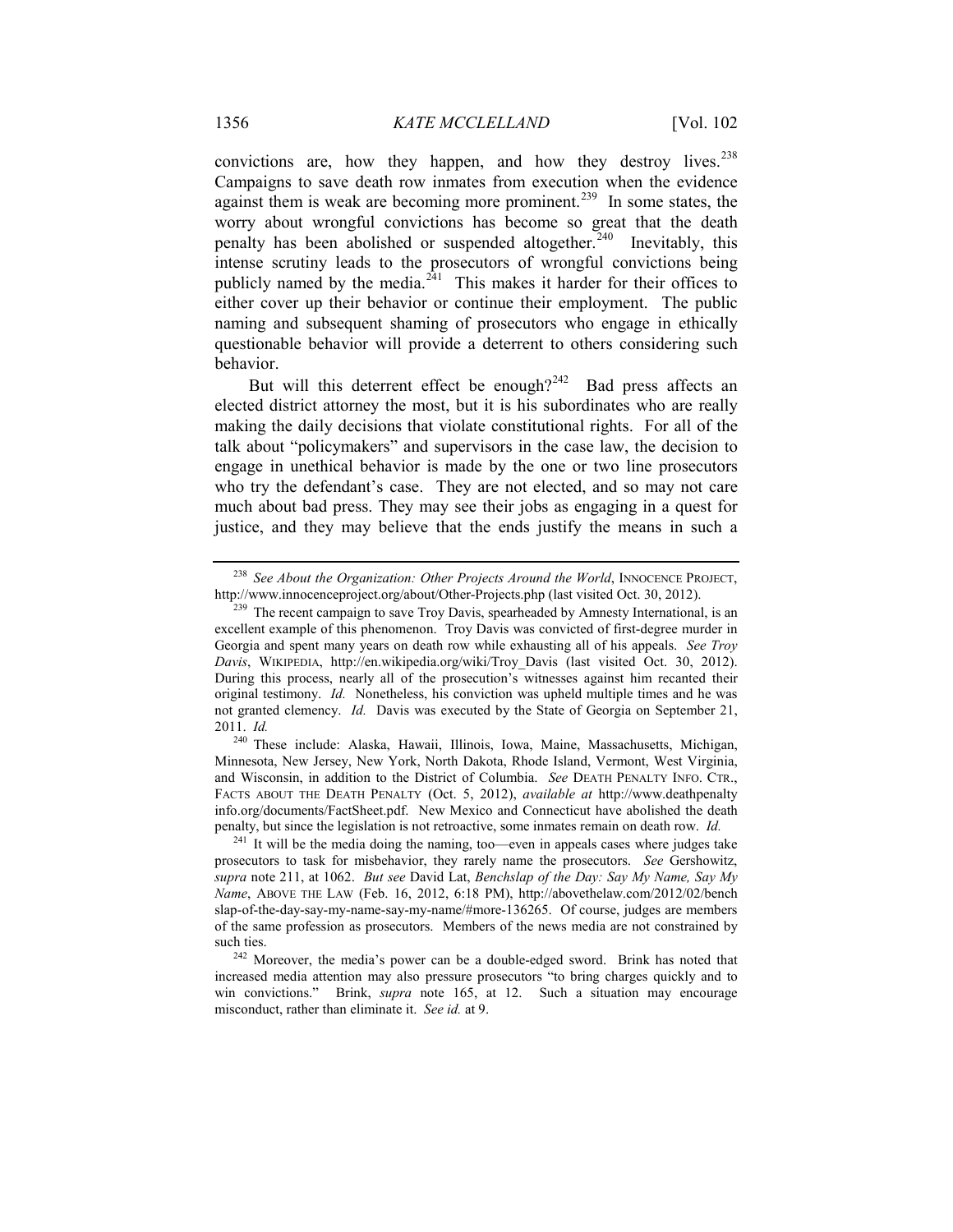convictions are, how they happen, and how they destroy lives.[238] Campaigns to save death row inmates from execution when the evidence against them is weak are becoming more prominent.[239] In some states, the worry about wrongful convictions has become so great that the death penalty has been abolished or suspended altogether.[240] Inevitably, this intense scrutiny leads to the prosecutors of wrongful convictions being publicly named by the media.[241] This makes it harder for their offices to either cover up their behavior or continue their employment. The public naming and subsequent shaming of prosecutors who engage in ethically questionable behavior will provide a deterrent to others considering such behavior.

But will this deterrent effect be enough?[242] Bad press affects an elected district attorney the most, but it is his subordinates who are really making the daily decisions that violate constitutional rights. For all of the talk about "policymakers" and supervisors in the case law, the decision to engage in unethical behavior is made by the one or two line prosecutors who try the defendant's case. They are not elected, and so may not care much about bad press. They may see their jobs as engaging in a quest for justice, and they may believe that the ends justify the means in such a

---

[238] *See About the Organization: Other Projects Around the World*, INNOCENCE PROJECT, http://www.innocenceproject.org/about/Other-Projects.php (last visited Oct. 30, 2012).

[239] The recent campaign to save Troy Davis, spearheaded by Amnesty International, is an excellent example of this phenomenon. Troy Davis was convicted of first-degree murder in Georgia and spent many years on death row while exhausting all of his appeals. *See Troy Davis*, WIKIPEDIA, http://en.wikipedia.org/wiki/Troy_Davis (last visited Oct. 30, 2012). During this process, nearly all of the prosecution's witnesses against him recanted their original testimony. *Id.* Nonetheless, his conviction was upheld multiple times and he was not granted clemency. *Id.* Davis was executed by the State of Georgia on September 21, 2011. *Id.*

[240] These include: Alaska, Hawaii, Illinois, Iowa, Maine, Massachusetts, Michigan, Minnesota, New Jersey, New York, North Dakota, Rhode Island, Vermont, West Virginia, and Wisconsin, in addition to the District of Columbia. *See* DEATH PENALTY INFO. CTR., FACTS ABOUT THE DEATH PENALTY (Oct. 5, 2012), *available at* http://www.deathpenaltyinfo.org/documents/FactSheet.pdf. New Mexico and Connecticut have abolished the death penalty, but since the legislation is not retroactive, some inmates remain on death row. *Id.*

[241] It will be the media doing the naming, too—even in appeals cases where judges take prosecutors to task for misbehavior, they rarely name the prosecutors. *See* Gershowitz, *supra* note 211, at 1062. *But see* David Lat, *Benchslap of the Day: Say My Name, Say My Name*, ABOVE THE LAW (Feb. 16, 2012, 6:18 PM), http://abovethelaw.com/2012/02/benchslap-of-the-day-say-my-name-say-my-name/#more-136265. Of course, judges are members of the same profession as prosecutors. Members of the news media are not constrained by such ties.

[242] Moreover, the media's power can be a double-edged sword. Brink has noted that increased media attention may also pressure prosecutors "to bring charges quickly and to win convictions." Brink, *supra* note 165, at 12. Such a situation may encourage misconduct, rather than eliminate it. *See id.* at 9.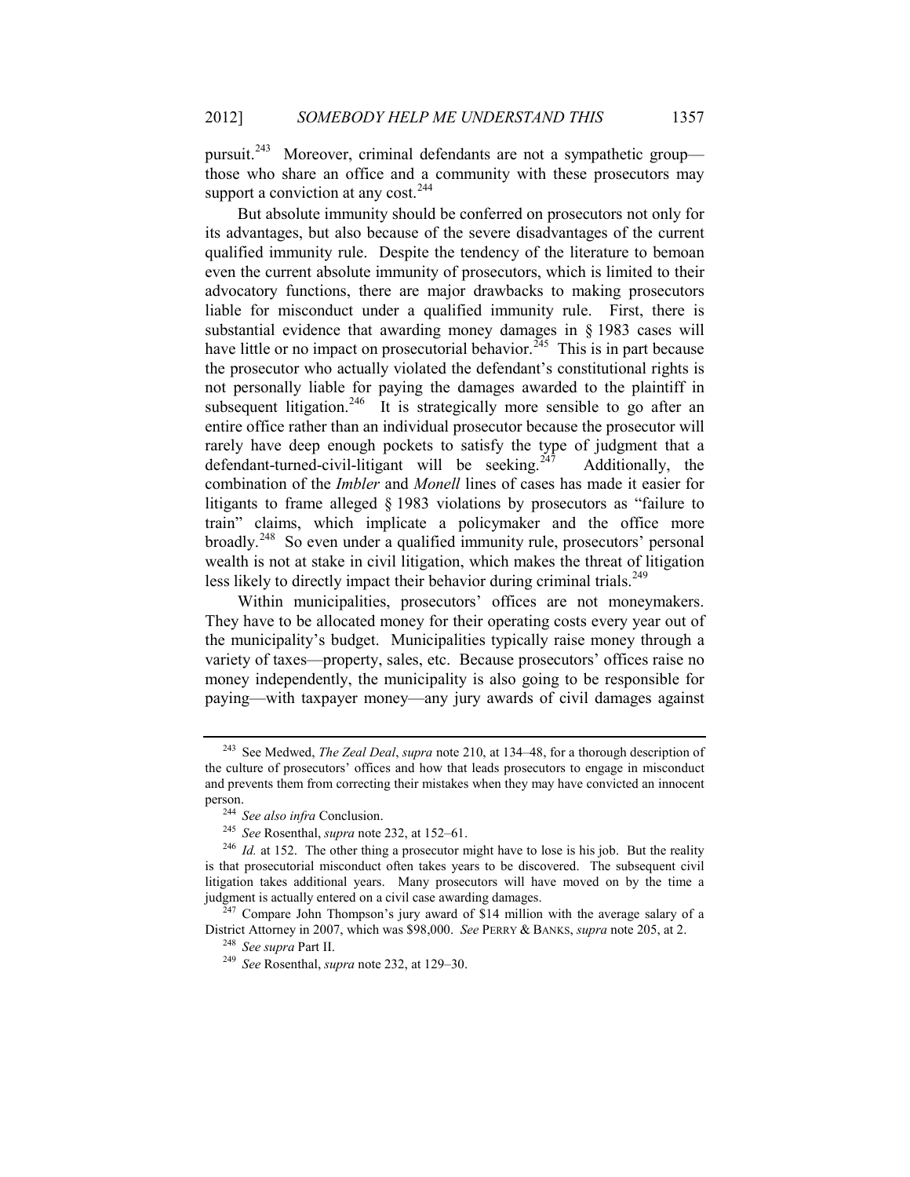pursuit.[243] Moreover, criminal defendants are not a sympathetic group—those who share an office and a community with these prosecutors may support a conviction at any cost.[244]

But absolute immunity should be conferred on prosecutors not only for its advantages, but also because of the severe disadvantages of the current qualified immunity rule. Despite the tendency of the literature to bemoan even the current absolute immunity of prosecutors, which is limited to their advocatory functions, there are major drawbacks to making prosecutors liable for misconduct under a qualified immunity rule. First, there is substantial evidence that awarding money damages in § 1983 cases will have little or no impact on prosecutorial behavior.[245] This is in part because the prosecutor who actually violated the defendant's constitutional rights is not personally liable for paying the damages awarded to the plaintiff in subsequent litigation.[246] It is strategically more sensible to go after an entire office rather than an individual prosecutor because the prosecutor will rarely have deep enough pockets to satisfy the type of judgment that a defendant-turned-civil-litigant will be seeking.[247] Additionally, the combination of the *Imbler* and *Monell* lines of cases has made it easier for litigants to frame alleged § 1983 violations by prosecutors as "failure to train" claims, which implicate a policymaker and the office more broadly.[248] So even under a qualified immunity rule, prosecutors' personal wealth is not at stake in civil litigation, which makes the threat of litigation less likely to directly impact their behavior during criminal trials.[249]

Within municipalities, prosecutors' offices are not moneymakers. They have to be allocated money for their operating costs every year out of the municipality's budget. Municipalities typically raise money through a variety of taxes—property, sales, etc. Because prosecutors' offices raise no money independently, the municipality is also going to be responsible for paying—with taxpayer money—any jury awards of civil damages against

---

[243] See Medwed, *The Zeal Deal*, *supra* note 210, at 134–48, for a thorough description of the culture of prosecutors' offices and how that leads prosecutors to engage in misconduct and prevents them from correcting their mistakes when they may have convicted an innocent person.

[244] *See also infra* Conclusion.

[245] *See* Rosenthal, *supra* note 232, at 152–61.

[246] *Id.* at 152. The other thing a prosecutor might have to lose is his job. But the reality is that prosecutorial misconduct often takes years to be discovered. The subsequent civil litigation takes additional years. Many prosecutors will have moved on by the time a judgment is actually entered on a civil case awarding damages.

[247] Compare John Thompson's jury award of $14 million with the average salary of a District Attorney in 2007, which was $98,000. *See* PERRY & BANKS, *supra* note 205, at 2.

[248] *See supra* Part II.

[249] *See* Rosenthal, *supra* note 232, at 129–30.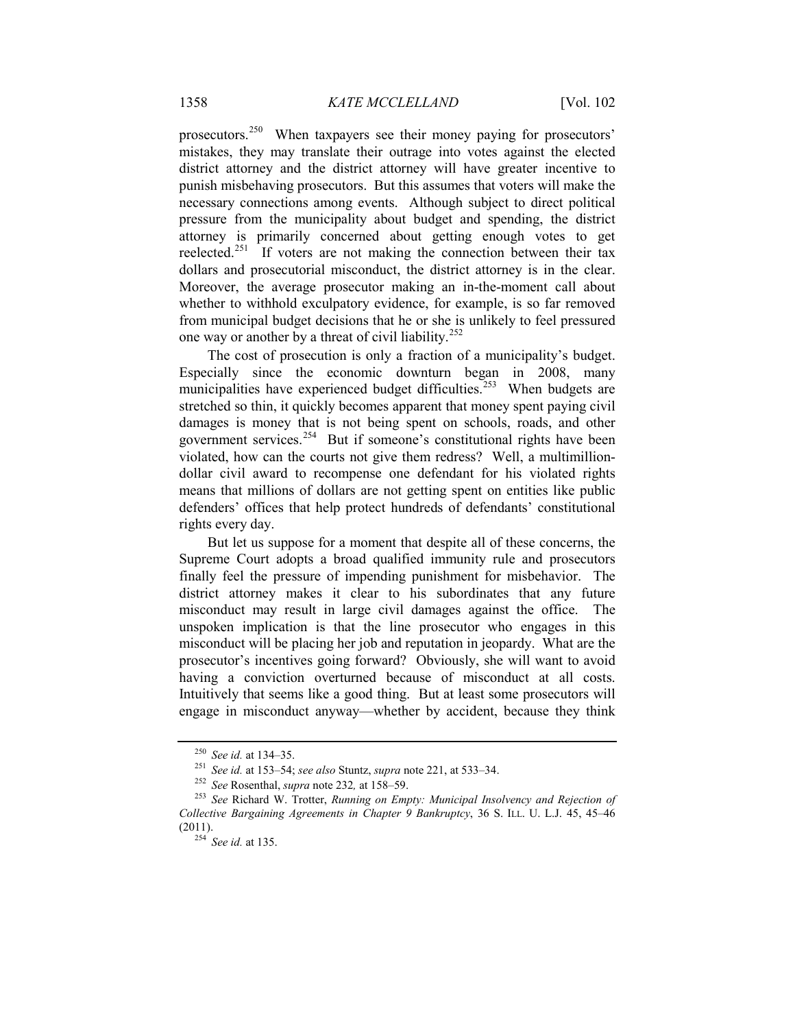prosecutors.[250] When taxpayers see their money paying for prosecutors' mistakes, they may translate their outrage into votes against the elected district attorney and the district attorney will have greater incentive to punish misbehaving prosecutors. But this assumes that voters will make the necessary connections among events. Although subject to direct political pressure from the municipality about budget and spending, the district attorney is primarily concerned about getting enough votes to get reelected.[251] If voters are not making the connection between their tax dollars and prosecutorial misconduct, the district attorney is in the clear. Moreover, the average prosecutor making an in-the-moment call about whether to withhold exculpatory evidence, for example, is so far removed from municipal budget decisions that he or she is unlikely to feel pressured one way or another by a threat of civil liability.[252]

The cost of prosecution is only a fraction of a municipality's budget. Especially since the economic downturn began in 2008, many municipalities have experienced budget difficulties.[253] When budgets are stretched so thin, it quickly becomes apparent that money spent paying civil damages is money that is not being spent on schools, roads, and other government services.[254] But if someone's constitutional rights have been violated, how can the courts not give them redress? Well, a multimillion-dollar civil award to recompense one defendant for his violated rights means that millions of dollars are not getting spent on entities like public defenders' offices that help protect hundreds of defendants' constitutional rights every day.

But let us suppose for a moment that despite all of these concerns, the Supreme Court adopts a broad qualified immunity rule and prosecutors finally feel the pressure of impending punishment for misbehavior. The district attorney makes it clear to his subordinates that any future misconduct may result in large civil damages against the office. The unspoken implication is that the line prosecutor who engages in this misconduct will be placing her job and reputation in jeopardy. What are the prosecutor's incentives going forward? Obviously, she will want to avoid having a conviction overturned because of misconduct at all costs. Intuitively that seems like a good thing. But at least some prosecutors will engage in misconduct anyway—whether by accident, because they think

---

[250] *See id.* at 134–35.

[251] *See id.* at 153–54; *see also* Stuntz, *supra* note 221, at 533–34.

[252] *See* Rosenthal, *supra* note 232*,* at 158–59.

[253] *See* Richard W. Trotter, *Running on Empty: Municipal Insolvency and Rejection of Collective Bargaining Agreements in Chapter 9 Bankruptcy*, 36 S. ILL. U. L.J. 45, 45–46 (2011).

[254] *See id.* at 135.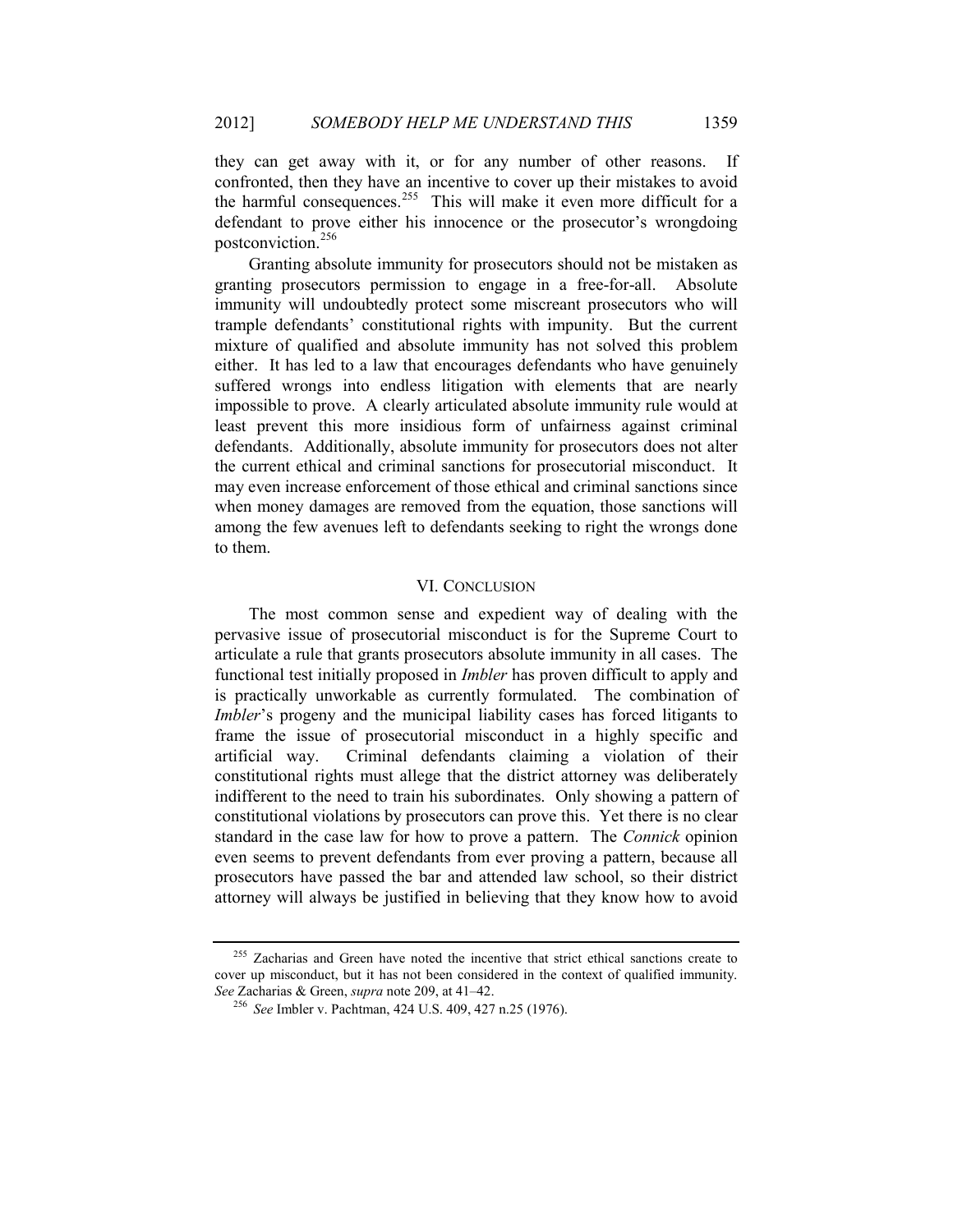they can get away with it, or for any number of other reasons. If confronted, then they have an incentive to cover up their mistakes to avoid the harmful consequences.[255] This will make it even more difficult for a defendant to prove either his innocence or the prosecutor's wrongdoing postconviction.[256]

Granting absolute immunity for prosecutors should not be mistaken as granting prosecutors permission to engage in a free-for-all. Absolute immunity will undoubtedly protect some miscreant prosecutors who will trample defendants' constitutional rights with impunity. But the current mixture of qualified and absolute immunity has not solved this problem either. It has led to a law that encourages defendants who have genuinely suffered wrongs into endless litigation with elements that are nearly impossible to prove. A clearly articulated absolute immunity rule would at least prevent this more insidious form of unfairness against criminal defendants. Additionally, absolute immunity for prosecutors does not alter the current ethical and criminal sanctions for prosecutorial misconduct. It may even increase enforcement of those ethical and criminal sanctions since when money damages are removed from the equation, those sanctions will among the few avenues left to defendants seeking to right the wrongs done to them.

## VI. CONCLUSION

The most common sense and expedient way of dealing with the pervasive issue of prosecutorial misconduct is for the Supreme Court to articulate a rule that grants prosecutors absolute immunity in all cases. The functional test initially proposed in *Imbler* has proven difficult to apply and is practically unworkable as currently formulated. The combination of *Imbler*'s progeny and the municipal liability cases has forced litigants to frame the issue of prosecutorial misconduct in a highly specific and artificial way. Criminal defendants claiming a violation of their constitutional rights must allege that the district attorney was deliberately indifferent to the need to train his subordinates. Only showing a pattern of constitutional violations by prosecutors can prove this. Yet there is no clear standard in the case law for how to prove a pattern. The *Connick* opinion even seems to prevent defendants from ever proving a pattern, because all prosecutors have passed the bar and attended law school, so their district attorney will always be justified in believing that they know how to avoid

---

[255] Zacharias and Green have noted the incentive that strict ethical sanctions create to cover up misconduct, but it has not been considered in the context of qualified immunity. *See* Zacharias & Green, *supra* note 209, at 41–42.

[256] *See* Imbler v. Pachtman, 424 U.S. 409, 427 n.25 (1976).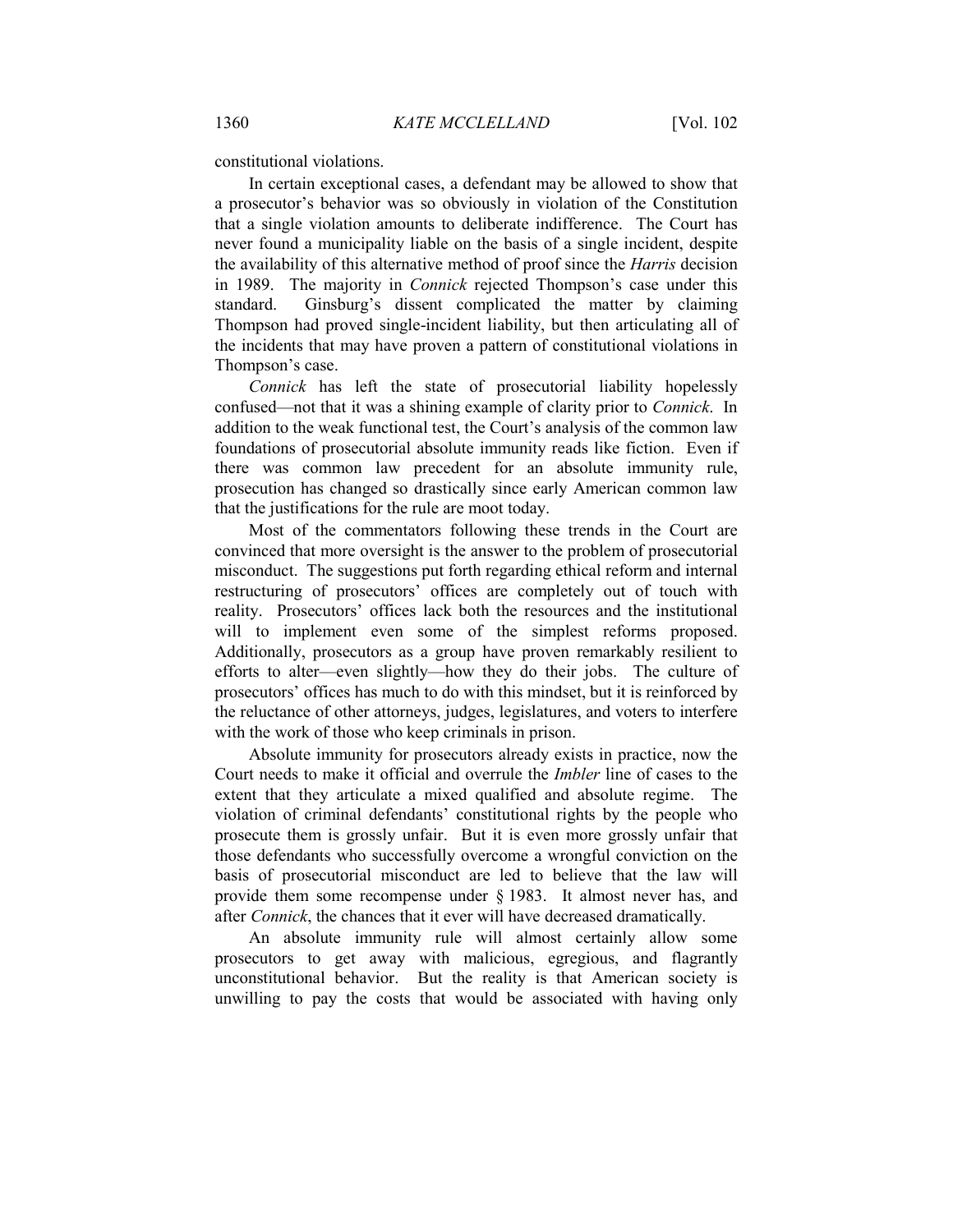constitutional violations.

In certain exceptional cases, a defendant may be allowed to show that a prosecutor's behavior was so obviously in violation of the Constitution that a single violation amounts to deliberate indifference. The Court has never found a municipality liable on the basis of a single incident, despite the availability of this alternative method of proof since the *Harris* decision in 1989. The majority in *Connick* rejected Thompson's case under this standard. Ginsburg's dissent complicated the matter by claiming Thompson had proved single-incident liability, but then articulating all of the incidents that may have proven a pattern of constitutional violations in Thompson's case.

*Connick* has left the state of prosecutorial liability hopelessly confused—not that it was a shining example of clarity prior to *Connick*. In addition to the weak functional test, the Court's analysis of the common law foundations of prosecutorial absolute immunity reads like fiction. Even if there was common law precedent for an absolute immunity rule, prosecution has changed so drastically since early American common law that the justifications for the rule are moot today.

Most of the commentators following these trends in the Court are convinced that more oversight is the answer to the problem of prosecutorial misconduct. The suggestions put forth regarding ethical reform and internal restructuring of prosecutors' offices are completely out of touch with reality. Prosecutors' offices lack both the resources and the institutional will to implement even some of the simplest reforms proposed. Additionally, prosecutors as a group have proven remarkably resilient to efforts to alter—even slightly—how they do their jobs. The culture of prosecutors' offices has much to do with this mindset, but it is reinforced by the reluctance of other attorneys, judges, legislatures, and voters to interfere with the work of those who keep criminals in prison.

Absolute immunity for prosecutors already exists in practice, now the Court needs to make it official and overrule the *Imbler* line of cases to the extent that they articulate a mixed qualified and absolute regime. The violation of criminal defendants' constitutional rights by the people who prosecute them is grossly unfair. But it is even more grossly unfair that those defendants who successfully overcome a wrongful conviction on the basis of prosecutorial misconduct are led to believe that the law will provide them some recompense under § 1983. It almost never has, and after *Connick*, the chances that it ever will have decreased dramatically.

An absolute immunity rule will almost certainly allow some prosecutors to get away with malicious, egregious, and flagrantly unconstitutional behavior. But the reality is that American society is unwilling to pay the costs that would be associated with having only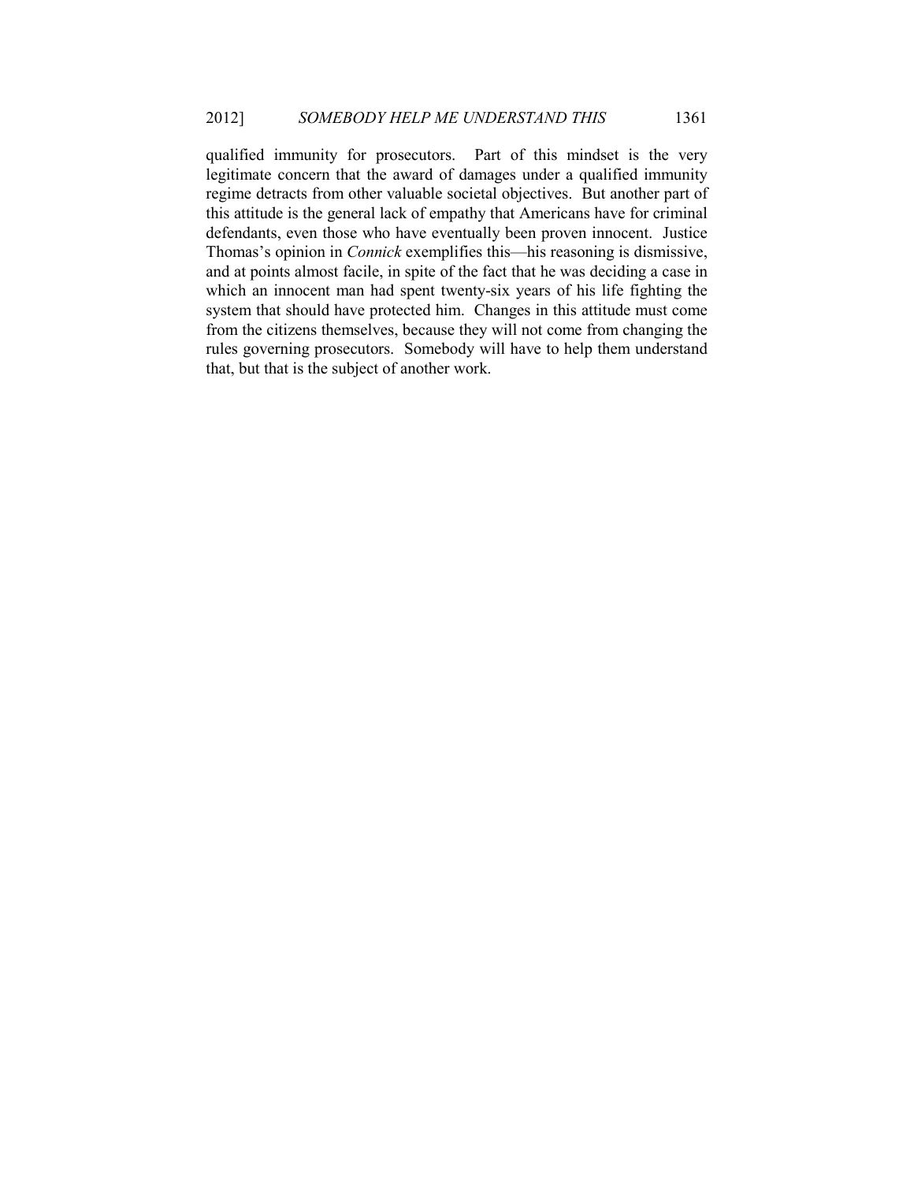qualified immunity for prosecutors. Part of this mindset is the very legitimate concern that the award of damages under a qualified immunity regime detracts from other valuable societal objectives. But another part of this attitude is the general lack of empathy that Americans have for criminal defendants, even those who have eventually been proven innocent. Justice Thomas's opinion in *Connick* exemplifies this—his reasoning is dismissive, and at points almost facile, in spite of the fact that he was deciding a case in which an innocent man had spent twenty-six years of his life fighting the system that should have protected him. Changes in this attitude must come from the citizens themselves, because they will not come from changing the rules governing prosecutors. Somebody will have to help them understand that, but that is the subject of another work.